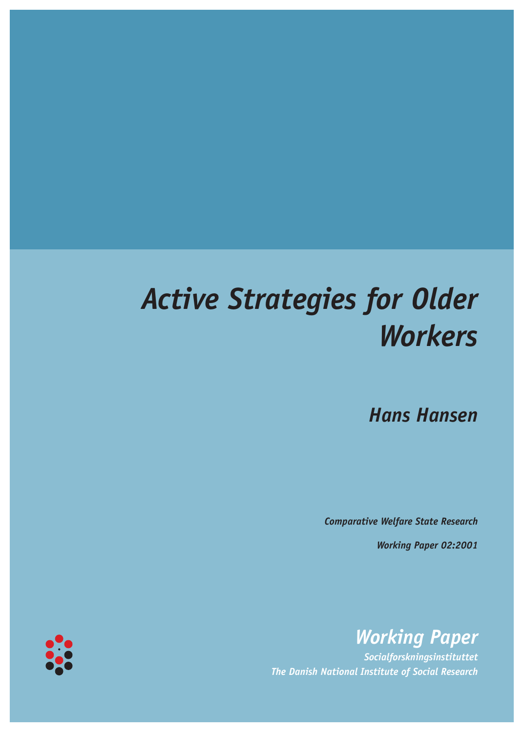# *Active Strategies for Older Workers*

***Hans Hansen***

***Comparative Welfare State Research***

***Working Paper 02:2001***

## *Working Paper*

***Socialforskningsinstituttet***
***The Danish National Institute of Social Research***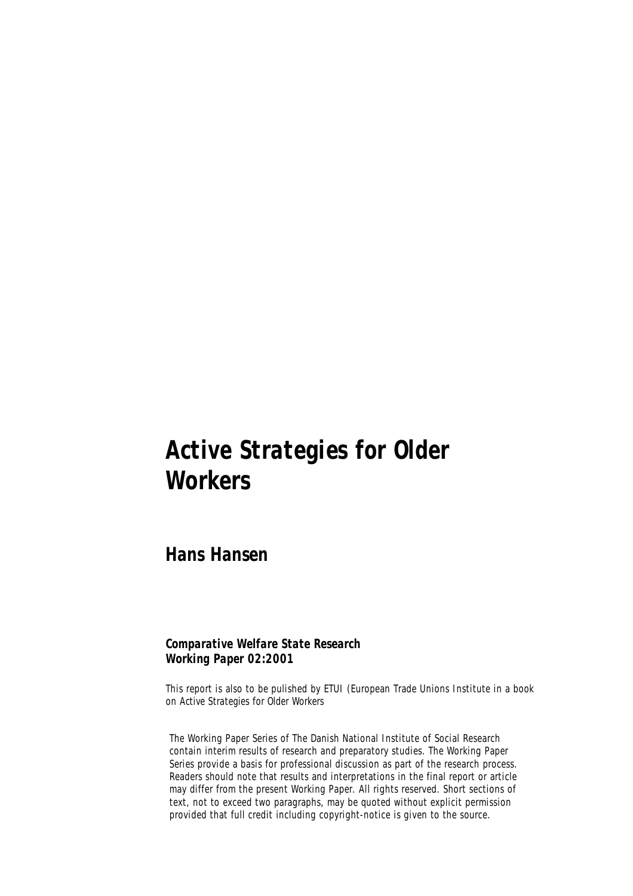# *Active Strategies for Older Workers*

## *Hans Hansen*

***Comparative Welfare State Research***
***Working Paper 02:2001***

*This report is also to be pulished by ETUI (European Trade Unions Institute in a book on Active Strategies for Older Workers*

*The Working Paper Series of The Danish National Institute of Social Research contain interim results of research and preparatory studies. The Working Paper Series provide a basis for professional discussion as part of the research process. Readers should note that results and interpretations in the final report or article may differ from the present Working Paper. All rights reserved. Short sections of text, not to exceed two paragraphs, may be quoted without explicit permission provided that full credit including copyright-notice is given to the source.*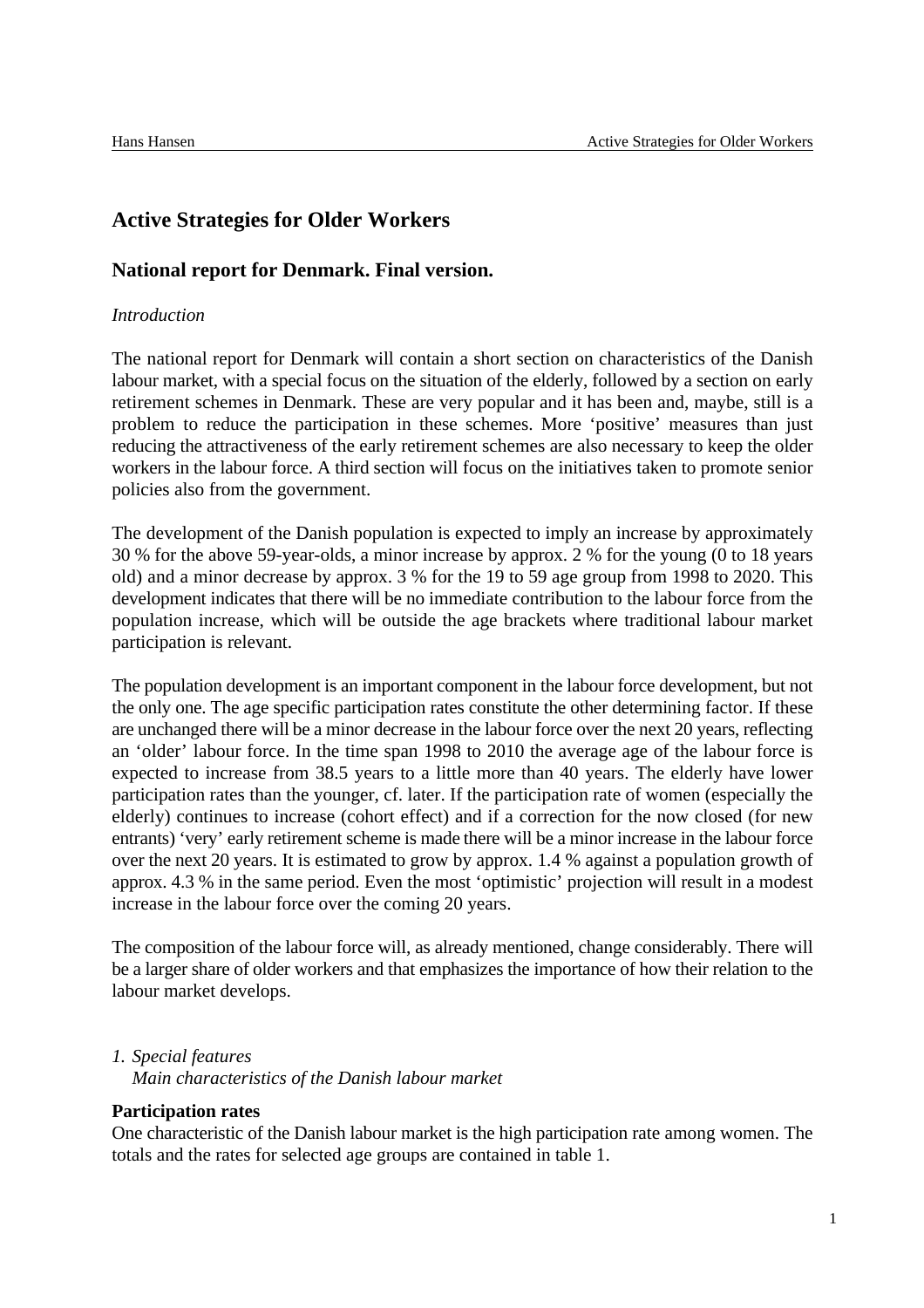## Active Strategies for Older Workers

## National report for Denmark. Final version.

*Introduction*

The national report for Denmark will contain a short section on characteristics of the Danish labour market, with a special focus on the situation of the elderly, followed by a section on early retirement schemes in Denmark. These are very popular and it has been and, maybe, still is a problem to reduce the participation in these schemes. More 'positive' measures than just reducing the attractiveness of the early retirement schemes are also necessary to keep the older workers in the labour force. A third section will focus on the initiatives taken to promote senior policies also from the government.

The development of the Danish population is expected to imply an increase by approximately 30 % for the above 59-year-olds, a minor increase by approx. 2 % for the young (0 to 18 years old) and a minor decrease by approx. 3 % for the 19 to 59 age group from 1998 to 2020. This development indicates that there will be no immediate contribution to the labour force from the population increase, which will be outside the age brackets where traditional labour market participation is relevant.

The population development is an important component in the labour force development, but not the only one. The age specific participation rates constitute the other determining factor. If these are unchanged there will be a minor decrease in the labour force over the next 20 years, reflecting an 'older' labour force. In the time span 1998 to 2010 the average age of the labour force is expected to increase from 38.5 years to a little more than 40 years. The elderly have lower participation rates than the younger, cf. later. If the participation rate of women (especially the elderly) continues to increase (cohort effect) and if a correction for the now closed (for new entrants) 'very' early retirement scheme is made there will be a minor increase in the labour force over the next 20 years. It is estimated to grow by approx. 1.4 % against a population growth of approx. 4.3 % in the same period. Even the most 'optimistic' projection will result in a modest increase in the labour force over the coming 20 years.

The composition of the labour force will, as already mentioned, change considerably. There will be a larger share of older workers and that emphasizes the importance of how their relation to the labour market develops.

*1. Special features*
*Main characteristics of the Danish labour market*

**Participation rates**
One characteristic of the Danish labour market is the high participation rate among women. The totals and the rates for selected age groups are contained in table 1.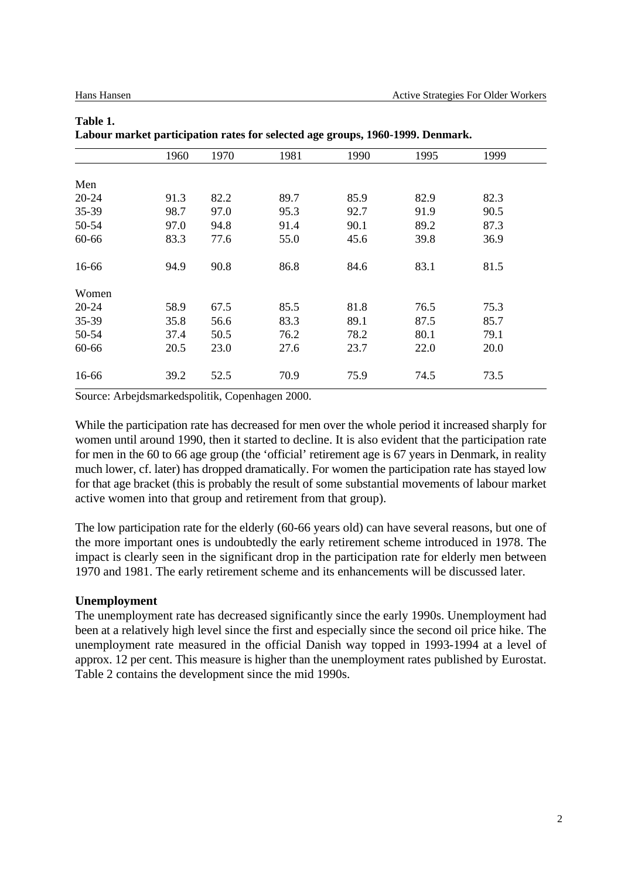**Table 1.**
**Labour market participation rates for selected age groups, 1960-1999. Denmark.**

| | 1960 | 1970 | 1981 | 1990 | 1995 | 1999 |
|---|---|---|---|---|---|---|
| Men | | | | | | |
| 20-24 | 91.3 | 82.2 | 89.7 | 85.9 | 82.9 | 82.3 |
| 35-39 | 98.7 | 97.0 | 95.3 | 92.7 | 91.9 | 90.5 |
| 50-54 | 97.0 | 94.8 | 91.4 | 90.1 | 89.2 | 87.3 |
| 60-66 | 83.3 | 77.6 | 55.0 | 45.6 | 39.8 | 36.9 |
| 16-66 | 94.9 | 90.8 | 86.8 | 84.6 | 83.1 | 81.5 |
| Women | | | | | | |
| 20-24 | 58.9 | 67.5 | 85.5 | 81.8 | 76.5 | 75.3 |
| 35-39 | 35.8 | 56.6 | 83.3 | 89.1 | 87.5 | 85.7 |
| 50-54 | 37.4 | 50.5 | 76.2 | 78.2 | 80.1 | 79.1 |
| 60-66 | 20.5 | 23.0 | 27.6 | 23.7 | 22.0 | 20.0 |
| 16-66 | 39.2 | 52.5 | 70.9 | 75.9 | 74.5 | 73.5 |

Source: Arbejdsmarkedspolitik, Copenhagen 2000.

While the participation rate has decreased for men over the whole period it increased sharply for women until around 1990, then it started to decline. It is also evident that the participation rate for men in the 60 to 66 age group (the 'official' retirement age is 67 years in Denmark, in reality much lower, cf. later) has dropped dramatically. For women the participation rate has stayed low for that age bracket (this is probably the result of some substantial movements of labour market active women into that group and retirement from that group).

The low participation rate for the elderly (60-66 years old) can have several reasons, but one of the more important ones is undoubtedly the early retirement scheme introduced in 1978. The impact is clearly seen in the significant drop in the participation rate for elderly men between 1970 and 1981. The early retirement scheme and its enhancements will be discussed later.

**Unemployment**

The unemployment rate has decreased significantly since the early 1990s. Unemployment had been at a relatively high level since the first and especially since the second oil price hike. The unemployment rate measured in the official Danish way topped in 1993-1994 at a level of approx. 12 per cent. This measure is higher than the unemployment rates published by Eurostat. Table 2 contains the development since the mid 1990s.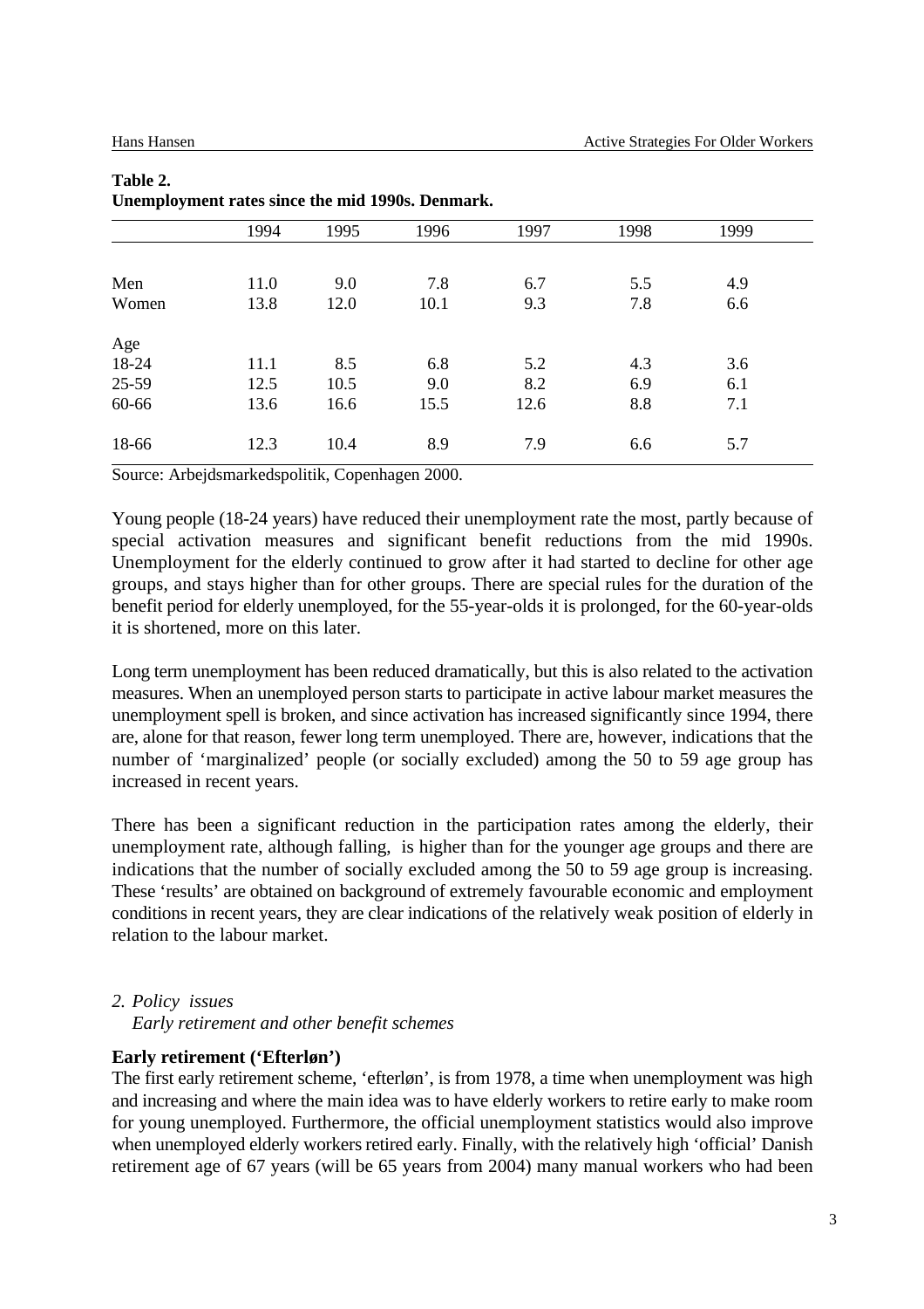**Table 2.**
**Unemployment rates since the mid 1990s. Denmark.**

| | 1994 | 1995 | 1996 | 1997 | 1998 | 1999 |
|---|---|---|---|---|---|---|
| Men | 11.0 | 9.0 | 7.8 | 6.7 | 5.5 | 4.9 |
| Women | 13.8 | 12.0 | 10.1 | 9.3 | 7.8 | 6.6 |
| Age | | | | | | |
| 18-24 | 11.1 | 8.5 | 6.8 | 5.2 | 4.3 | 3.6 |
| 25-59 | 12.5 | 10.5 | 9.0 | 8.2 | 6.9 | 6.1 |
| 60-66 | 13.6 | 16.6 | 15.5 | 12.6 | 8.8 | 7.1 |
| 18-66 | 12.3 | 10.4 | 8.9 | 7.9 | 6.6 | 5.7 |

Source: Arbejdsmarkedspolitik, Copenhagen 2000.

Young people (18-24 years) have reduced their unemployment rate the most, partly because of special activation measures and significant benefit reductions from the mid 1990s. Unemployment for the elderly continued to grow after it had started to decline for other age groups, and stays higher than for other groups. There are special rules for the duration of the benefit period for elderly unemployed, for the 55-year-olds it is prolonged, for the 60-year-olds it is shortened, more on this later.

Long term unemployment has been reduced dramatically, but this is also related to the activation measures. When an unemployed person starts to participate in active labour market measures the unemployment spell is broken, and since activation has increased significantly since 1994, there are, alone for that reason, fewer long term unemployed. There are, however, indications that the number of 'marginalized' people (or socially excluded) among the 50 to 59 age group has increased in recent years.

There has been a significant reduction in the participation rates among the elderly, their unemployment rate, although falling, is higher than for the younger age groups and there are indications that the number of socially excluded among the 50 to 59 age group is increasing. These 'results' are obtained on background of extremely favourable economic and employment conditions in recent years, they are clear indications of the relatively weak position of elderly in relation to the labour market.

## *2. Policy issues*
### *Early retirement and other benefit schemes*

**Early retirement ('Efterløn')**

The first early retirement scheme, 'efterløn', is from 1978, a time when unemployment was high and increasing and where the main idea was to have elderly workers to retire early to make room for young unemployed. Furthermore, the official unemployment statistics would also improve when unemployed elderly workers retired early. Finally, with the relatively high 'official' Danish retirement age of 67 years (will be 65 years from 2004) many manual workers who had been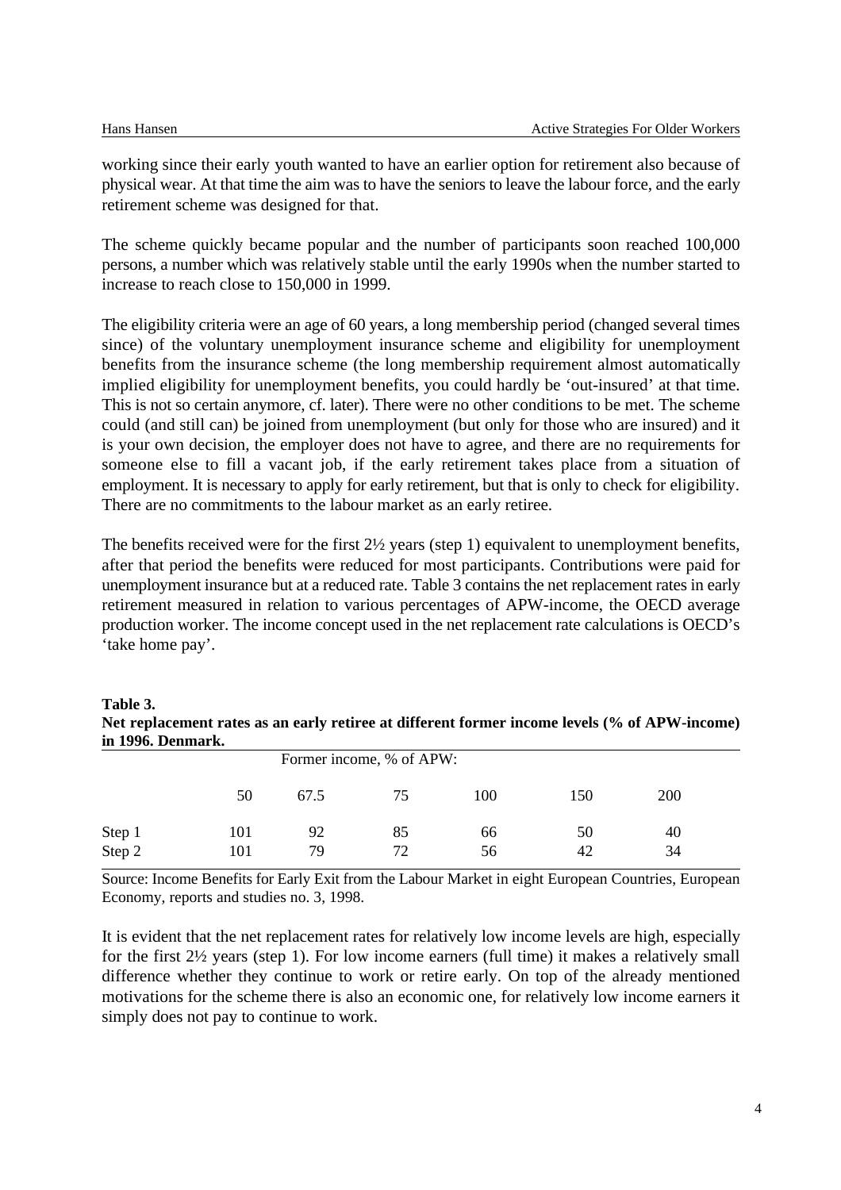working since their early youth wanted to have an earlier option for retirement also because of physical wear. At that time the aim was to have the seniors to leave the labour force, and the early retirement scheme was designed for that.

The scheme quickly became popular and the number of participants soon reached 100,000 persons, a number which was relatively stable until the early 1990s when the number started to increase to reach close to 150,000 in 1999.

The eligibility criteria were an age of 60 years, a long membership period (changed several times since) of the voluntary unemployment insurance scheme and eligibility for unemployment benefits from the insurance scheme (the long membership requirement almost automatically implied eligibility for unemployment benefits, you could hardly be 'out-insured' at that time. This is not so certain anymore, cf. later). There were no other conditions to be met. The scheme could (and still can) be joined from unemployment (but only for those who are insured) and it is your own decision, the employer does not have to agree, and there are no requirements for someone else to fill a vacant job, if the early retirement takes place from a situation of employment. It is necessary to apply for early retirement, but that is only to check for eligibility. There are no commitments to the labour market as an early retiree.

The benefits received were for the first 2½ years (step 1) equivalent to unemployment benefits, after that period the benefits were reduced for most participants. Contributions were paid for unemployment insurance but at a reduced rate. Table 3 contains the net replacement rates in early retirement measured in relation to various percentages of APW-income, the OECD average production worker. The income concept used in the net replacement rate calculations is OECD's 'take home pay'.

**Table 3.**
**Net replacement rates as an early retiree at different former income levels (% of APW-income) in 1996. Denmark.**

| | Former income, % of APW: | | | | | |
|---|---|---|---|---|---|---|
| | 50 | 67.5 | 75 | 100 | 150 | 200 |
| Step 1 | 101 | 92 | 85 | 66 | 50 | 40 |
| Step 2 | 101 | 79 | 72 | 56 | 42 | 34 |

Source: Income Benefits for Early Exit from the Labour Market in eight European Countries, European Economy, reports and studies no. 3, 1998.

It is evident that the net replacement rates for relatively low income levels are high, especially for the first 2½ years (step 1). For low income earners (full time) it makes a relatively small difference whether they continue to work or retire early. On top of the already mentioned motivations for the scheme there is also an economic one, for relatively low income earners it simply does not pay to continue to work.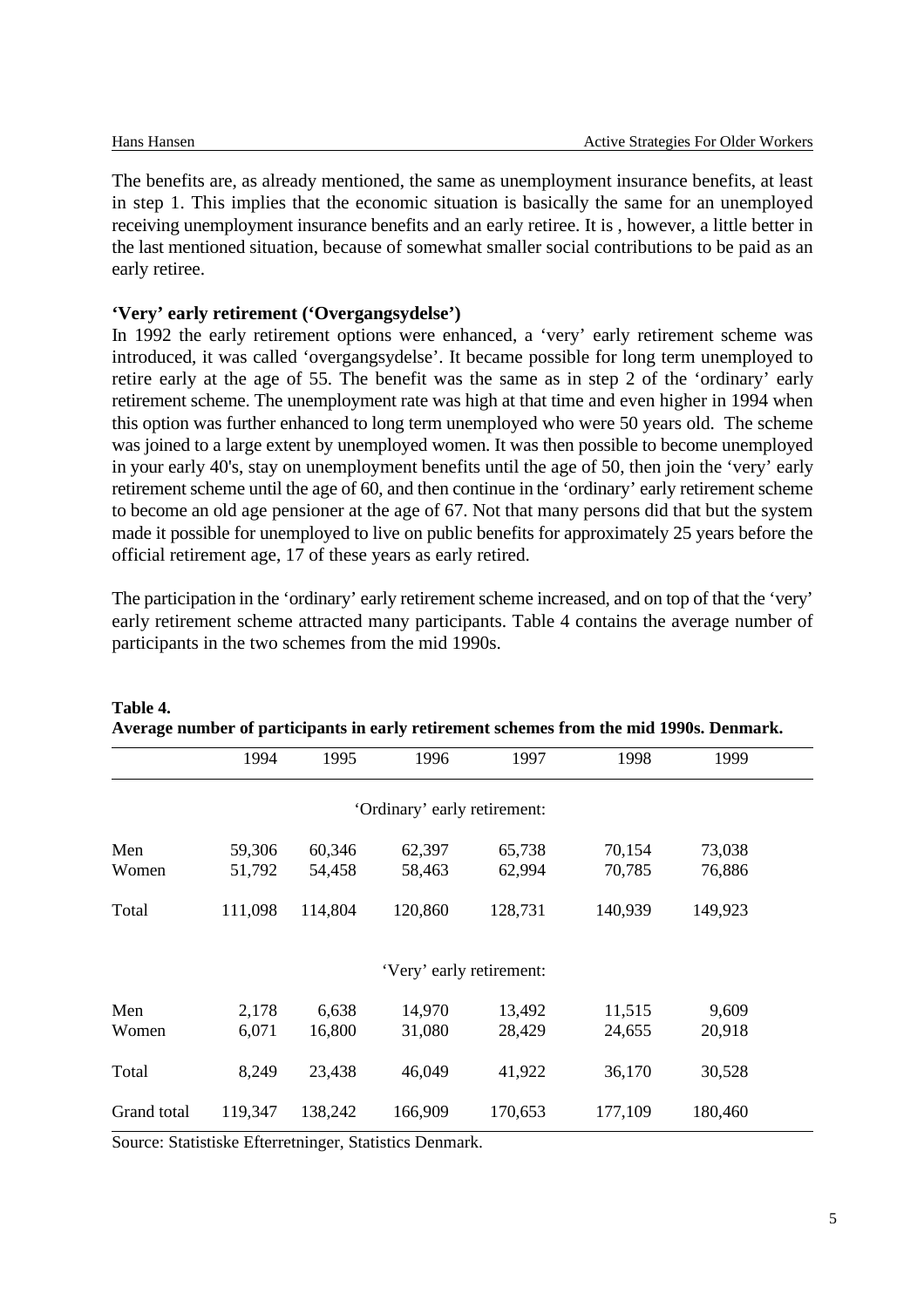The benefits are, as already mentioned, the same as unemployment insurance benefits, at least in step 1. This implies that the economic situation is basically the same for an unemployed receiving unemployment insurance benefits and an early retiree. It is , however, a little better in the last mentioned situation, because of somewhat smaller social contributions to be paid as an early retiree.

**'Very' early retirement ('Overgangsydelse')**

In 1992 the early retirement options were enhanced, a 'very' early retirement scheme was introduced, it was called 'overgangsydelse'. It became possible for long term unemployed to retire early at the age of 55. The benefit was the same as in step 2 of the 'ordinary' early retirement scheme. The unemployment rate was high at that time and even higher in 1994 when this option was further enhanced to long term unemployed who were 50 years old. The scheme was joined to a large extent by unemployed women. It was then possible to become unemployed in your early 40's, stay on unemployment benefits until the age of 50, then join the 'very' early retirement scheme until the age of 60, and then continue in the 'ordinary' early retirement scheme to become an old age pensioner at the age of 67. Not that many persons did that but the system made it possible for unemployed to live on public benefits for approximately 25 years before the official retirement age, 17 of these years as early retired.

The participation in the 'ordinary' early retirement scheme increased, and on top of that the 'very' early retirement scheme attracted many participants. Table 4 contains the average number of participants in the two schemes from the mid 1990s.

**Table 4.**
**Average number of participants in early retirement schemes from the mid 1990s. Denmark.**

| | 1994 | 1995 | 1996 | 1997 | 1998 | 1999 |
|---|---|---|---|---|---|---|
| | | | 'Ordinary' early retirement: | | | |
| Men | 59,306 | 60,346 | 62,397 | 65,738 | 70,154 | 73,038 |
| Women | 51,792 | 54,458 | 58,463 | 62,994 | 70,785 | 76,886 |
| Total | 111,098 | 114,804 | 120,860 | 128,731 | 140,939 | 149,923 |
| | | | 'Very' early retirement: | | | |
| Men | 2,178 | 6,638 | 14,970 | 13,492 | 11,515 | 9,609 |
| Women | 6,071 | 16,800 | 31,080 | 28,429 | 24,655 | 20,918 |
| Total | 8,249 | 23,438 | 46,049 | 41,922 | 36,170 | 30,528 |
| Grand total | 119,347 | 138,242 | 166,909 | 170,653 | 177,109 | 180,460 |

Source: Statistiske Efterretninger, Statistics Denmark.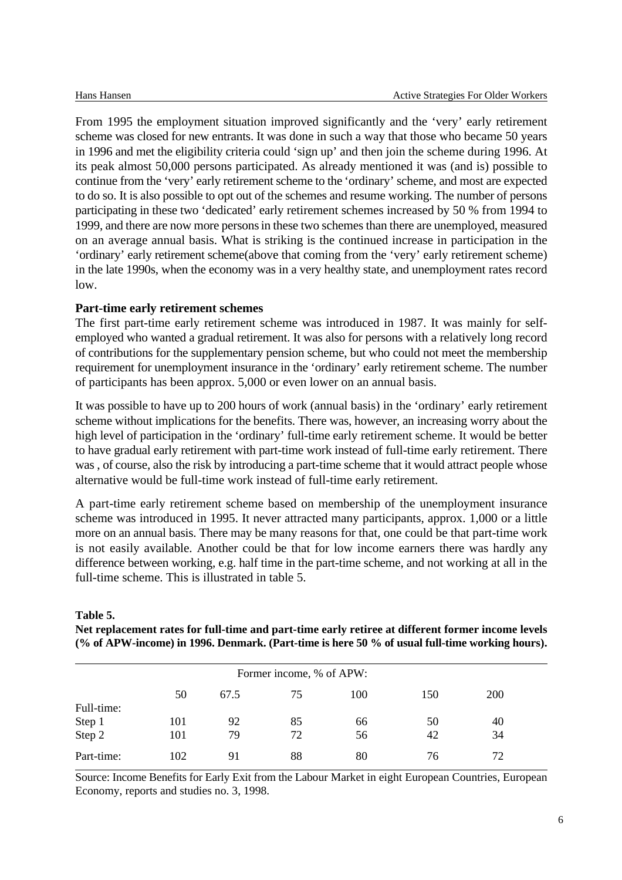From 1995 the employment situation improved significantly and the 'very' early retirement scheme was closed for new entrants. It was done in such a way that those who became 50 years in 1996 and met the eligibility criteria could 'sign up' and then join the scheme during 1996. At its peak almost 50,000 persons participated. As already mentioned it was (and is) possible to continue from the 'very' early retirement scheme to the 'ordinary' scheme, and most are expected to do so. It is also possible to opt out of the schemes and resume working. The number of persons participating in these two 'dedicated' early retirement schemes increased by 50 % from 1994 to 1999, and there are now more persons in these two schemes than there are unemployed, measured on an average annual basis. What is striking is the continued increase in participation in the 'ordinary' early retirement scheme(above that coming from the 'very' early retirement scheme) in the late 1990s, when the economy was in a very healthy state, and unemployment rates record low.

**Part-time early retirement schemes**

The first part-time early retirement scheme was introduced in 1987. It was mainly for self-employed who wanted a gradual retirement. It was also for persons with a relatively long record of contributions for the supplementary pension scheme, but who could not meet the membership requirement for unemployment insurance in the 'ordinary' early retirement scheme. The number of participants has been approx. 5,000 or even lower on an annual basis.

It was possible to have up to 200 hours of work (annual basis) in the 'ordinary' early retirement scheme without implications for the benefits. There was, however, an increasing worry about the high level of participation in the 'ordinary' full-time early retirement scheme. It would be better to have gradual early retirement with part-time work instead of full-time early retirement. There was , of course, also the risk by introducing a part-time scheme that it would attract people whose alternative would be full-time work instead of full-time early retirement.

A part-time early retirement scheme based on membership of the unemployment insurance scheme was introduced in 1995. It never attracted many participants, approx. 1,000 or a little more on an annual basis. There may be many reasons for that, one could be that part-time work is not easily available. Another could be that for low income earners there was hardly any difference between working, e.g. half time in the part-time scheme, and not working at all in the full-time scheme. This is illustrated in table 5.

**Table 5.**
**Net replacement rates for full-time and part-time early retiree at different former income levels (% of APW-income) in 1996. Denmark. (Part-time is here 50 % of usual full-time working hours).**

| | Former income, % of APW: | | | | | |
|---|---|---|---|---|---|---|
| | 50 | 67.5 | 75 | 100 | 150 | 200 |
| Full-time: | | | | | | |
| Step 1 | 101 | 92 | 85 | 66 | 50 | 40 |
| Step 2 | 101 | 79 | 72 | 56 | 42 | 34 |
| Part-time: | 102 | 91 | 88 | 80 | 76 | 72 |

Source: Income Benefits for Early Exit from the Labour Market in eight European Countries, European Economy, reports and studies no. 3, 1998.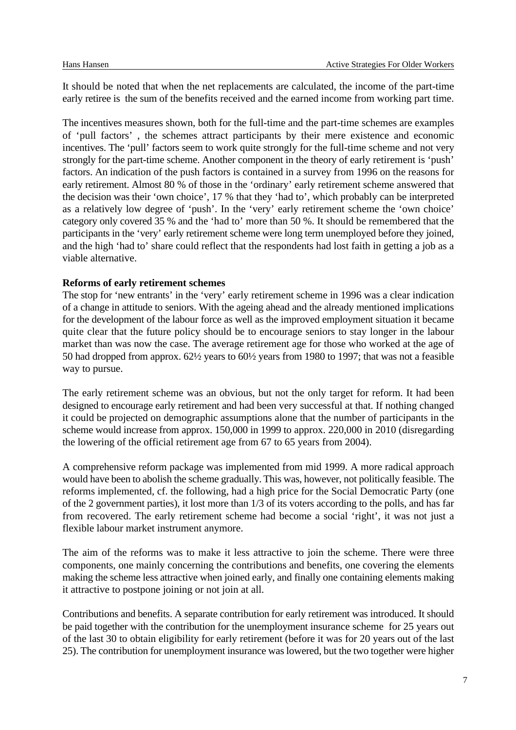It should be noted that when the net replacements are calculated, the income of the part-time early retiree is the sum of the benefits received and the earned income from working part time.

The incentives measures shown, both for the full-time and the part-time schemes are examples of 'pull factors' , the schemes attract participants by their mere existence and economic incentives. The 'pull' factors seem to work quite strongly for the full-time scheme and not very strongly for the part-time scheme. Another component in the theory of early retirement is 'push' factors. An indication of the push factors is contained in a survey from 1996 on the reasons for early retirement. Almost 80 % of those in the 'ordinary' early retirement scheme answered that the decision was their 'own choice', 17 % that they 'had to', which probably can be interpreted as a relatively low degree of 'push'. In the 'very' early retirement scheme the 'own choice' category only covered 35 % and the 'had to' more than 50 %. It should be remembered that the participants in the 'very' early retirement scheme were long term unemployed before they joined, and the high 'had to' share could reflect that the respondents had lost faith in getting a job as a viable alternative.

**Reforms of early retirement schemes**

The stop for 'new entrants' in the 'very' early retirement scheme in 1996 was a clear indication of a change in attitude to seniors. With the ageing ahead and the already mentioned implications for the development of the labour force as well as the improved employment situation it became quite clear that the future policy should be to encourage seniors to stay longer in the labour market than was now the case. The average retirement age for those who worked at the age of 50 had dropped from approx. 62½ years to 60½ years from 1980 to 1997; that was not a feasible way to pursue.

The early retirement scheme was an obvious, but not the only target for reform. It had been designed to encourage early retirement and had been very successful at that. If nothing changed it could be projected on demographic assumptions alone that the number of participants in the scheme would increase from approx. 150,000 in 1999 to approx. 220,000 in 2010 (disregarding the lowering of the official retirement age from 67 to 65 years from 2004).

A comprehensive reform package was implemented from mid 1999. A more radical approach would have been to abolish the scheme gradually. This was, however, not politically feasible. The reforms implemented, cf. the following, had a high price for the Social Democratic Party (one of the 2 government parties), it lost more than 1/3 of its voters according to the polls, and has far from recovered. The early retirement scheme had become a social 'right', it was not just a flexible labour market instrument anymore.

The aim of the reforms was to make it less attractive to join the scheme. There were three components, one mainly concerning the contributions and benefits, one covering the elements making the scheme less attractive when joined early, and finally one containing elements making it attractive to postpone joining or not join at all.

Contributions and benefits. A separate contribution for early retirement was introduced. It should be paid together with the contribution for the unemployment insurance scheme for 25 years out of the last 30 to obtain eligibility for early retirement (before it was for 20 years out of the last 25). The contribution for unemployment insurance was lowered, but the two together were higher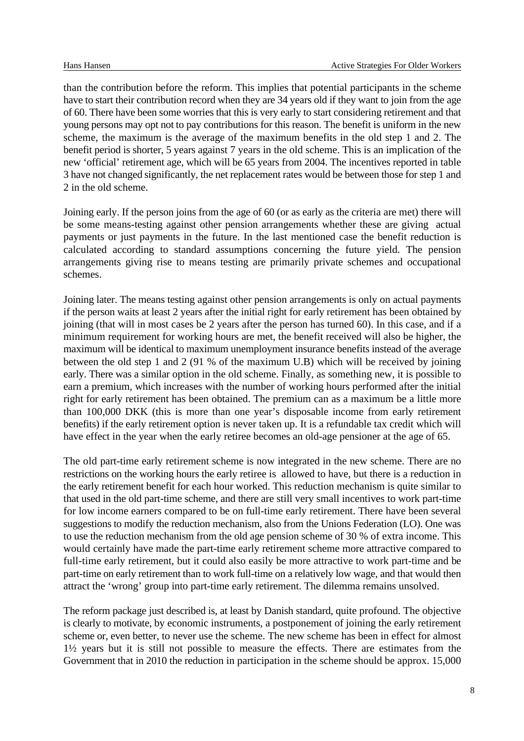than the contribution before the reform. This implies that potential participants in the scheme have to start their contribution record when they are 34 years old if they want to join from the age of 60. There have been some worries that this is very early to start considering retirement and that young persons may opt not to pay contributions for this reason. The benefit is uniform in the new scheme, the maximum is the average of the maximum benefits in the old step 1 and 2. The benefit period is shorter, 5 years against 7 years in the old scheme. This is an implication of the new 'official' retirement age, which will be 65 years from 2004. The incentives reported in table 3 have not changed significantly, the net replacement rates would be between those for step 1 and 2 in the old scheme.

Joining early. If the person joins from the age of 60 (or as early as the criteria are met) there will be some means-testing against other pension arrangements whether these are giving actual payments or just payments in the future. In the last mentioned case the benefit reduction is calculated according to standard assumptions concerning the future yield. The pension arrangements giving rise to means testing are primarily private schemes and occupational schemes.

Joining later. The means testing against other pension arrangements is only on actual payments if the person waits at least 2 years after the initial right for early retirement has been obtained by joining (that will in most cases be 2 years after the person has turned 60). In this case, and if a minimum requirement for working hours are met, the benefit received will also be higher, the maximum will be identical to maximum unemployment insurance benefits instead of the average between the old step 1 and 2 (91 % of the maximum U.B) which will be received by joining early. There was a similar option in the old scheme. Finally, as something new, it is possible to earn a premium, which increases with the number of working hours performed after the initial right for early retirement has been obtained. The premium can as a maximum be a little more than 100,000 DKK (this is more than one year's disposable income from early retirement benefits) if the early retirement option is never taken up. It is a refundable tax credit which will have effect in the year when the early retiree becomes an old-age pensioner at the age of 65.

The old part-time early retirement scheme is now integrated in the new scheme. There are no restrictions on the working hours the early retiree is allowed to have, but there is a reduction in the early retirement benefit for each hour worked. This reduction mechanism is quite similar to that used in the old part-time scheme, and there are still very small incentives to work part-time for low income earners compared to be on full-time early retirement. There have been several suggestions to modify the reduction mechanism, also from the Unions Federation (LO). One was to use the reduction mechanism from the old age pension scheme of 30 % of extra income. This would certainly have made the part-time early retirement scheme more attractive compared to full-time early retirement, but it could also easily be more attractive to work part-time and be part-time on early retirement than to work full-time on a relatively low wage, and that would then attract the 'wrong' group into part-time early retirement. The dilemma remains unsolved.

The reform package just described is, at least by Danish standard, quite profound. The objective is clearly to motivate, by economic instruments, a postponement of joining the early retirement scheme or, even better, to never use the scheme. The new scheme has been in effect for almost 1½ years but it is still not possible to measure the effects. There are estimates from the Government that in 2010 the reduction in participation in the scheme should be approx. 15,000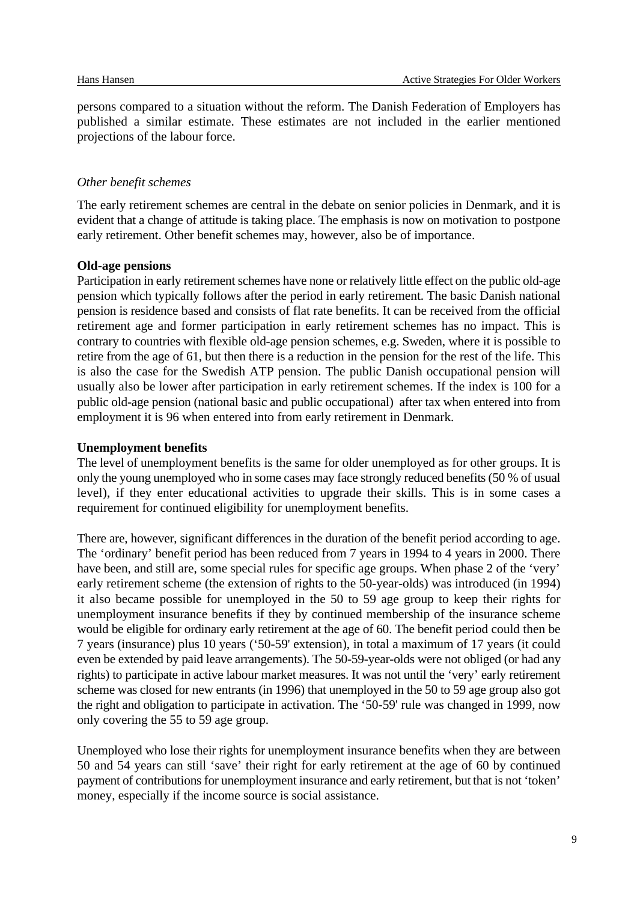persons compared to a situation without the reform. The Danish Federation of Employers has published a similar estimate. These estimates are not included in the earlier mentioned projections of the labour force.

*Other benefit schemes*

The early retirement schemes are central in the debate on senior policies in Denmark, and it is evident that a change of attitude is taking place. The emphasis is now on motivation to postpone early retirement. Other benefit schemes may, however, also be of importance.

**Old-age pensions**

Participation in early retirement schemes have none or relatively little effect on the public old-age pension which typically follows after the period in early retirement. The basic Danish national pension is residence based and consists of flat rate benefits. It can be received from the official retirement age and former participation in early retirement schemes has no impact. This is contrary to countries with flexible old-age pension schemes, e.g. Sweden, where it is possible to retire from the age of 61, but then there is a reduction in the pension for the rest of the life. This is also the case for the Swedish ATP pension. The public Danish occupational pension will usually also be lower after participation in early retirement schemes. If the index is 100 for a public old-age pension (national basic and public occupational) after tax when entered into from employment it is 96 when entered into from early retirement in Denmark.

**Unemployment benefits**

The level of unemployment benefits is the same for older unemployed as for other groups. It is only the young unemployed who in some cases may face strongly reduced benefits (50 % of usual level), if they enter educational activities to upgrade their skills. This is in some cases a requirement for continued eligibility for unemployment benefits.

There are, however, significant differences in the duration of the benefit period according to age. The 'ordinary' benefit period has been reduced from 7 years in 1994 to 4 years in 2000. There have been, and still are, some special rules for specific age groups. When phase 2 of the 'very' early retirement scheme (the extension of rights to the 50-year-olds) was introduced (in 1994) it also became possible for unemployed in the 50 to 59 age group to keep their rights for unemployment insurance benefits if they by continued membership of the insurance scheme would be eligible for ordinary early retirement at the age of 60. The benefit period could then be 7 years (insurance) plus 10 years ('50-59' extension), in total a maximum of 17 years (it could even be extended by paid leave arrangements). The 50-59-year-olds were not obliged (or had any rights) to participate in active labour market measures. It was not until the 'very' early retirement scheme was closed for new entrants (in 1996) that unemployed in the 50 to 59 age group also got the right and obligation to participate in activation. The '50-59' rule was changed in 1999, now only covering the 55 to 59 age group.

Unemployed who lose their rights for unemployment insurance benefits when they are between 50 and 54 years can still 'save' their right for early retirement at the age of 60 by continued payment of contributions for unemployment insurance and early retirement, but that is not 'token' money, especially if the income source is social assistance.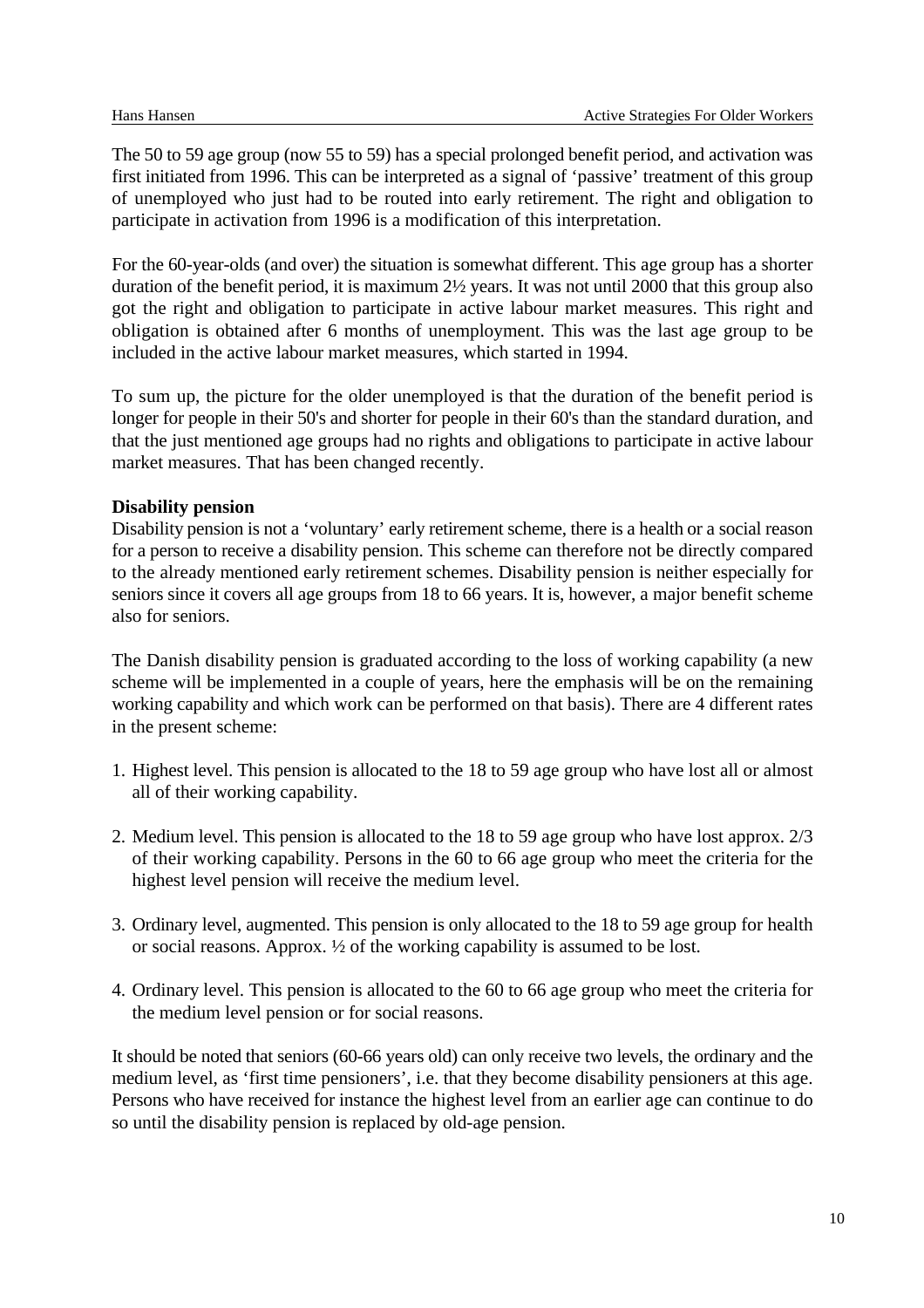The 50 to 59 age group (now 55 to 59) has a special prolonged benefit period, and activation was first initiated from 1996. This can be interpreted as a signal of 'passive' treatment of this group of unemployed who just had to be routed into early retirement. The right and obligation to participate in activation from 1996 is a modification of this interpretation.

For the 60-year-olds (and over) the situation is somewhat different. This age group has a shorter duration of the benefit period, it is maximum 2½ years. It was not until 2000 that this group also got the right and obligation to participate in active labour market measures. This right and obligation is obtained after 6 months of unemployment. This was the last age group to be included in the active labour market measures, which started in 1994.

To sum up, the picture for the older unemployed is that the duration of the benefit period is longer for people in their 50's and shorter for people in their 60's than the standard duration, and that the just mentioned age groups had no rights and obligations to participate in active labour market measures. That has been changed recently.

**Disability pension**

Disability pension is not a 'voluntary' early retirement scheme, there is a health or a social reason for a person to receive a disability pension. This scheme can therefore not be directly compared to the already mentioned early retirement schemes. Disability pension is neither especially for seniors since it covers all age groups from 18 to 66 years. It is, however, a major benefit scheme also for seniors.

The Danish disability pension is graduated according to the loss of working capability (a new scheme will be implemented in a couple of years, here the emphasis will be on the remaining working capability and which work can be performed on that basis). There are 4 different rates in the present scheme:

1. Highest level. This pension is allocated to the 18 to 59 age group who have lost all or almost all of their working capability.

2. Medium level. This pension is allocated to the 18 to 59 age group who have lost approx. 2/3 of their working capability. Persons in the 60 to 66 age group who meet the criteria for the highest level pension will receive the medium level.

3. Ordinary level, augmented. This pension is only allocated to the 18 to 59 age group for health or social reasons. Approx. ½ of the working capability is assumed to be lost.

4. Ordinary level. This pension is allocated to the 60 to 66 age group who meet the criteria for the medium level pension or for social reasons.

It should be noted that seniors (60-66 years old) can only receive two levels, the ordinary and the medium level, as 'first time pensioners', i.e. that they become disability pensioners at this age. Persons who have received for instance the highest level from an earlier age can continue to do so until the disability pension is replaced by old-age pension.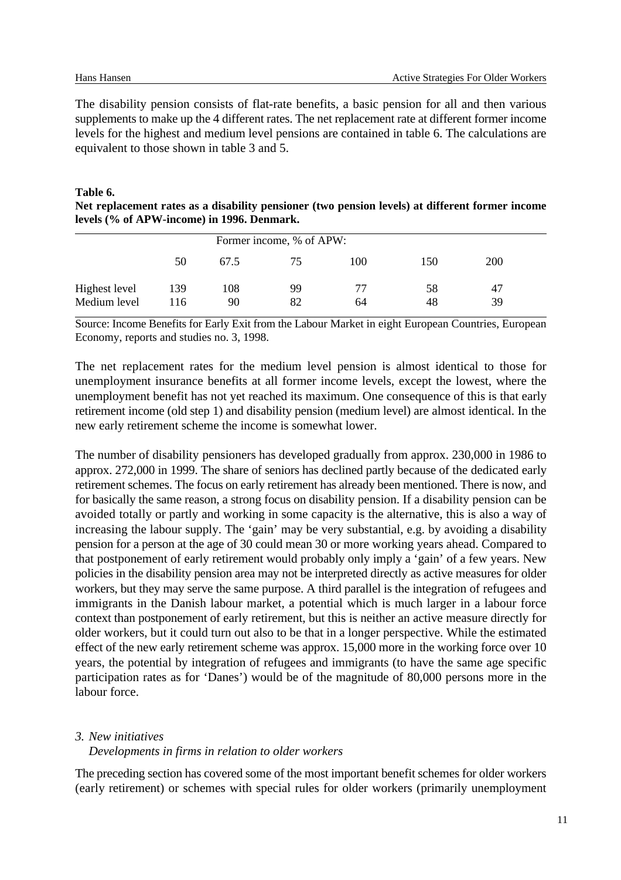The disability pension consists of flat-rate benefits, a basic pension for all and then various supplements to make up the 4 different rates. The net replacement rate at different former income levels for the highest and medium level pensions are contained in table 6. The calculations are equivalent to those shown in table 3 and 5.

**Table 6.**
**Net replacement rates as a disability pensioner (two pension levels) at different former income levels (% of APW-income) in 1996. Denmark.**

| | Former income, % of APW: | | | | | |
|---|---|---|---|---|---|---|
| | 50 | 67.5 | 75 | 100 | 150 | 200 |
| Highest level | 139 | 108 | 99 | 77 | 58 | 47 |
| Medium level | 116 | 90 | 82 | 64 | 48 | 39 |

Source: Income Benefits for Early Exit from the Labour Market in eight European Countries, European Economy, reports and studies no. 3, 1998.

The net replacement rates for the medium level pension is almost identical to those for unemployment insurance benefits at all former income levels, except the lowest, where the unemployment benefit has not yet reached its maximum. One consequence of this is that early retirement income (old step 1) and disability pension (medium level) are almost identical. In the new early retirement scheme the income is somewhat lower.

The number of disability pensioners has developed gradually from approx. 230,000 in 1986 to approx. 272,000 in 1999. The share of seniors has declined partly because of the dedicated early retirement schemes. The focus on early retirement has already been mentioned. There is now, and for basically the same reason, a strong focus on disability pension. If a disability pension can be avoided totally or partly and working in some capacity is the alternative, this is also a way of increasing the labour supply. The 'gain' may be very substantial, e.g. by avoiding a disability pension for a person at the age of 30 could mean 30 or more working years ahead. Compared to that postponement of early retirement would probably only imply a 'gain' of a few years. New policies in the disability pension area may not be interpreted directly as active measures for older workers, but they may serve the same purpose. A third parallel is the integration of refugees and immigrants in the Danish labour market, a potential which is much larger in a labour force context than postponement of early retirement, but this is neither an active measure directly for older workers, but it could turn out also to be that in a longer perspective. While the estimated effect of the new early retirement scheme was approx. 15,000 more in the working force over 10 years, the potential by integration of refugees and immigrants (to have the same age specific participation rates as for 'Danes') would be of the magnitude of 80,000 persons more in the labour force.

## *3. New initiatives*

### *Developments in firms in relation to older workers*

The preceding section has covered some of the most important benefit schemes for older workers (early retirement) or schemes with special rules for older workers (primarily unemployment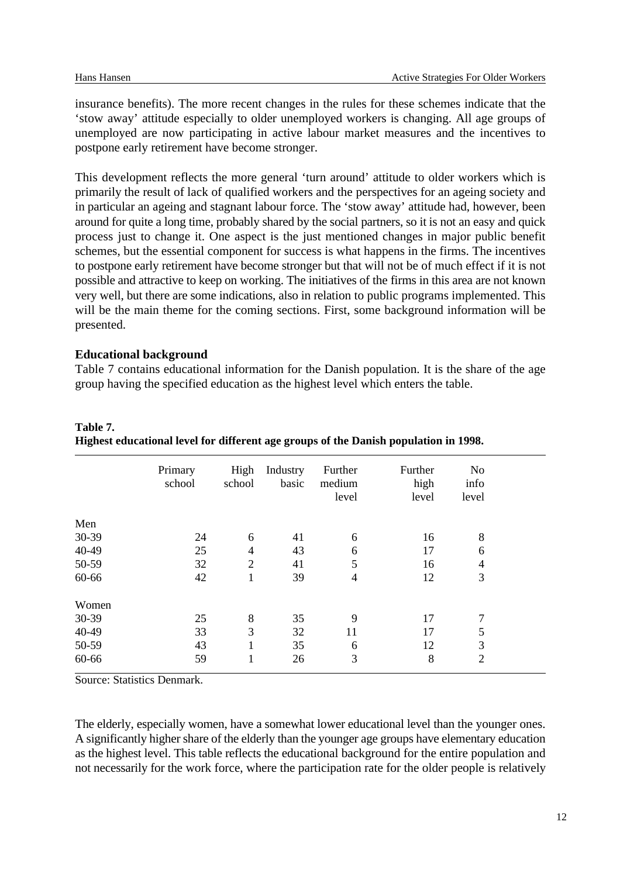insurance benefits). The more recent changes in the rules for these schemes indicate that the 'stow away' attitude especially to older unemployed workers is changing. All age groups of unemployed are now participating in active labour market measures and the incentives to postpone early retirement have become stronger.

This development reflects the more general 'turn around' attitude to older workers which is primarily the result of lack of qualified workers and the perspectives for an ageing society and in particular an ageing and stagnant labour force. The 'stow away' attitude had, however, been around for quite a long time, probably shared by the social partners, so it is not an easy and quick process just to change it. One aspect is the just mentioned changes in major public benefit schemes, but the essential component for success is what happens in the firms. The incentives to postpone early retirement have become stronger but that will not be of much effect if it is not possible and attractive to keep on working. The initiatives of the firms in this area are not known very well, but there are some indications, also in relation to public programs implemented. This will be the main theme for the coming sections. First, some background information will be presented.

**Educational background**

Table 7 contains educational information for the Danish population. It is the share of the age group having the specified education as the highest level which enters the table.

**Table 7.**
**Highest educational level for different age groups of the Danish population in 1998.**

| | Primary school | High school | Industry basic | Further medium level | Further high level | No info level |
|---|---|---|---|---|---|---|
| Men | | | | | | |
| 30-39 | 24 | 6 | 41 | 6 | 16 | 8 |
| 40-49 | 25 | 4 | 43 | 6 | 17 | 6 |
| 50-59 | 32 | 2 | 41 | 5 | 16 | 4 |
| 60-66 | 42 | 1 | 39 | 4 | 12 | 3 |
| Women | | | | | | |
| 30-39 | 25 | 8 | 35 | 9 | 17 | 7 |
| 40-49 | 33 | 3 | 32 | 11 | 17 | 5 |
| 50-59 | 43 | 1 | 35 | 6 | 12 | 3 |
| 60-66 | 59 | 1 | 26 | 3 | 8 | 2 |

Source: Statistics Denmark.

The elderly, especially women, have a somewhat lower educational level than the younger ones. A significantly higher share of the elderly than the younger age groups have elementary education as the highest level. This table reflects the educational background for the entire population and not necessarily for the work force, where the participation rate for the older people is relatively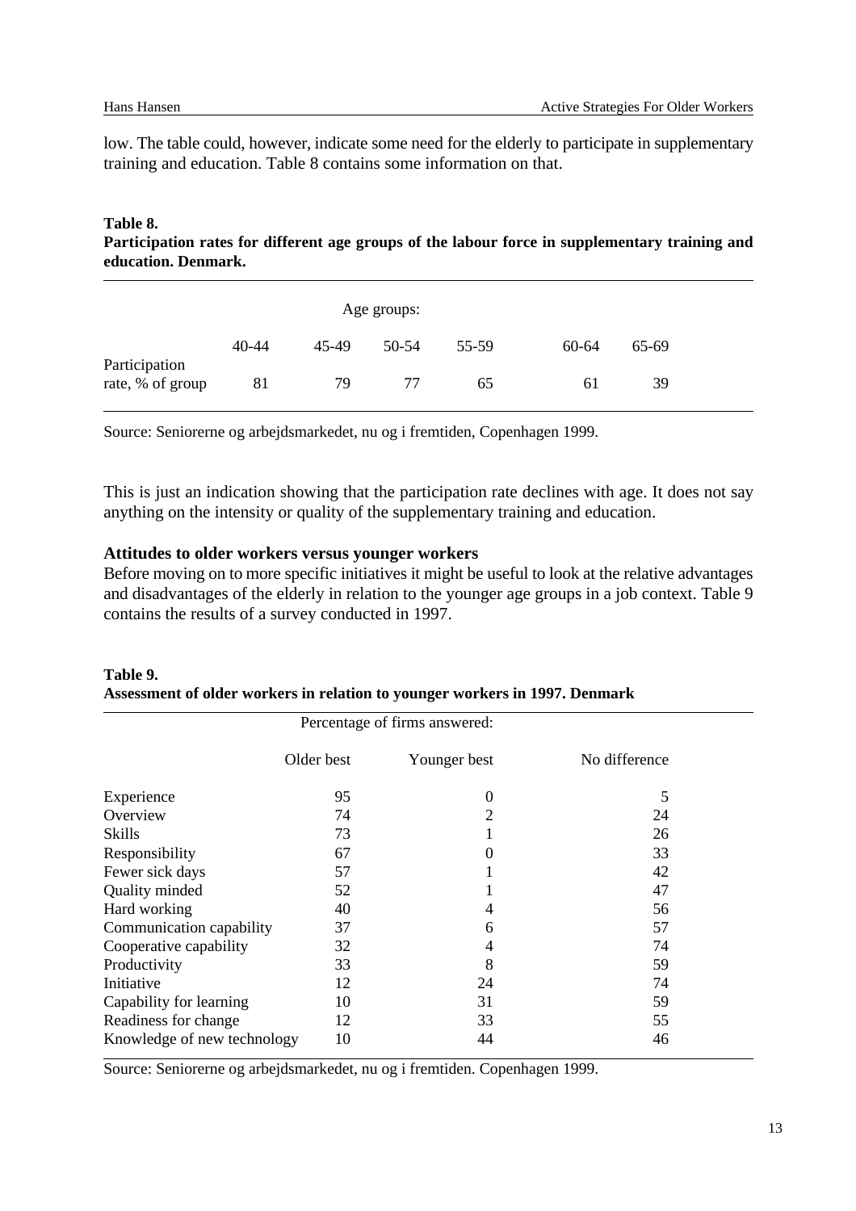low. The table could, however, indicate some need for the elderly to participate in supplementary training and education. Table 8 contains some information on that.

**Table 8.**
**Participation rates for different age groups of the labour force in supplementary training and education. Denmark.**

| | Age groups: | | | | | |
|---|---|---|---|---|---|---|
| | 40-44 | 45-49 | 50-54 | 55-59 | 60-64 | 65-69 |
| Participation rate, % of group | 81 | 79 | 77 | 65 | 61 | 39 |

Source: Seniorerne og arbejdsmarkedet, nu og i fremtiden, Copenhagen 1999.

This is just an indication showing that the participation rate declines with age. It does not say anything on the intensity or quality of the supplementary training and education.

### Attitudes to older workers versus younger workers

Before moving on to more specific initiatives it might be useful to look at the relative advantages and disadvantages of the elderly in relation to the younger age groups in a job context. Table 9 contains the results of a survey conducted in 1997.

**Table 9.**
**Assessment of older workers in relation to younger workers in 1997. Denmark**

| | Percentage of firms answered: | | |
|---|---|---|---|
| | Older best | Younger best | No difference |
| Experience | 95 | 0 | 5 |
| Overview | 74 | 2 | 24 |
| Skills | 73 | 1 | 26 |
| Responsibility | 67 | 0 | 33 |
| Fewer sick days | 57 | 1 | 42 |
| Quality minded | 52 | 1 | 47 |
| Hard working | 40 | 4 | 56 |
| Communication capability | 37 | 6 | 57 |
| Cooperative capability | 32 | 4 | 74 |
| Productivity | 33 | 8 | 59 |
| Initiative | 12 | 24 | 74 |
| Capability for learning | 10 | 31 | 59 |
| Readiness for change | 12 | 33 | 55 |
| Knowledge of new technology | 10 | 44 | 46 |

Source: Seniorerne og arbejdsmarkedet, nu og i fremtiden. Copenhagen 1999.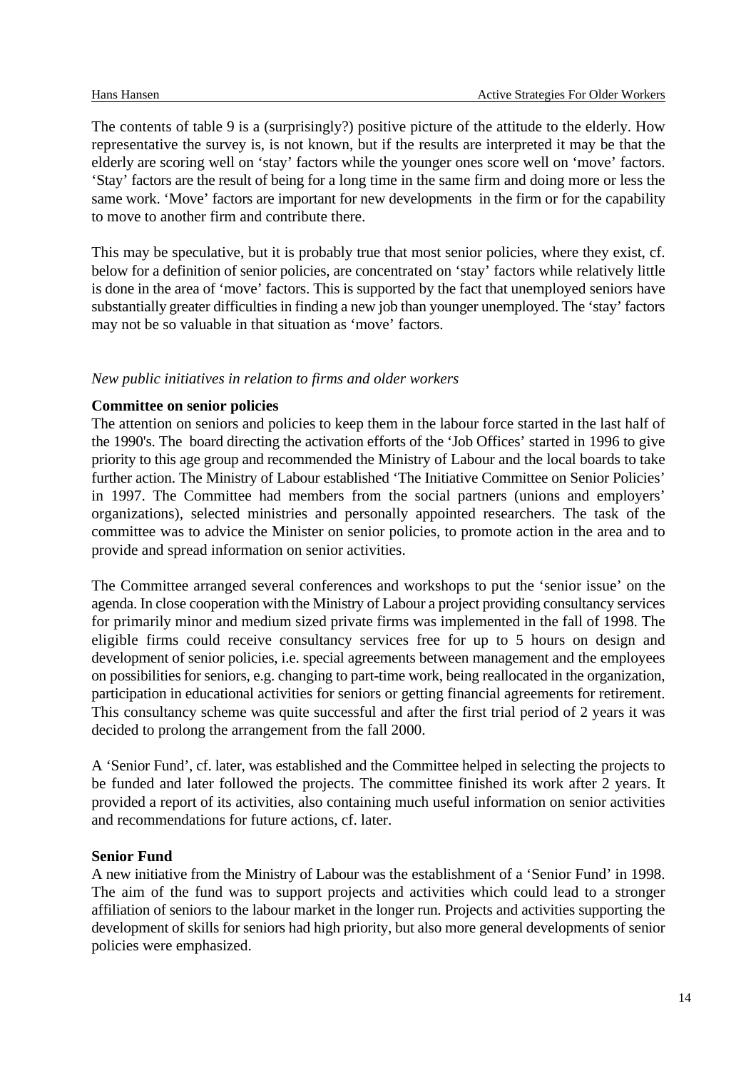The contents of table 9 is a (surprisingly?) positive picture of the attitude to the elderly. How representative the survey is, is not known, but if the results are interpreted it may be that the elderly are scoring well on ‘stay’ factors while the younger ones score well on ‘move’ factors. ‘Stay’ factors are the result of being for a long time in the same firm and doing more or less the same work. ‘Move’ factors are important for new developments in the firm or for the capability to move to another firm and contribute there.

This may be speculative, but it is probably true that most senior policies, where they exist, cf. below for a definition of senior policies, are concentrated on ‘stay’ factors while relatively little is done in the area of ‘move’ factors. This is supported by the fact that unemployed seniors have substantially greater difficulties in finding a new job than younger unemployed. The ‘stay’ factors may not be so valuable in that situation as ‘move’ factors.

*New public initiatives in relation to firms and older workers*

**Committee on senior policies**

The attention on seniors and policies to keep them in the labour force started in the last half of the 1990's. The board directing the activation efforts of the ‘Job Offices’ started in 1996 to give priority to this age group and recommended the Ministry of Labour and the local boards to take further action. The Ministry of Labour established ‘The Initiative Committee on Senior Policies’ in 1997. The Committee had members from the social partners (unions and employers' organizations), selected ministries and personally appointed researchers. The task of the committee was to advice the Minister on senior policies, to promote action in the area and to provide and spread information on senior activities.

The Committee arranged several conferences and workshops to put the ‘senior issue’ on the agenda. In close cooperation with the Ministry of Labour a project providing consultancy services for primarily minor and medium sized private firms was implemented in the fall of 1998. The eligible firms could receive consultancy services free for up to 5 hours on design and development of senior policies, i.e. special agreements between management and the employees on possibilities for seniors, e.g. changing to part-time work, being reallocated in the organization, participation in educational activities for seniors or getting financial agreements for retirement. This consultancy scheme was quite successful and after the first trial period of 2 years it was decided to prolong the arrangement from the fall 2000.

A ‘Senior Fund’, cf. later, was established and the Committee helped in selecting the projects to be funded and later followed the projects. The committee finished its work after 2 years. It provided a report of its activities, also containing much useful information on senior activities and recommendations for future actions, cf. later.

**Senior Fund**

A new initiative from the Ministry of Labour was the establishment of a ‘Senior Fund’ in 1998. The aim of the fund was to support projects and activities which could lead to a stronger affiliation of seniors to the labour market in the longer run. Projects and activities supporting the development of skills for seniors had high priority, but also more general developments of senior policies were emphasized.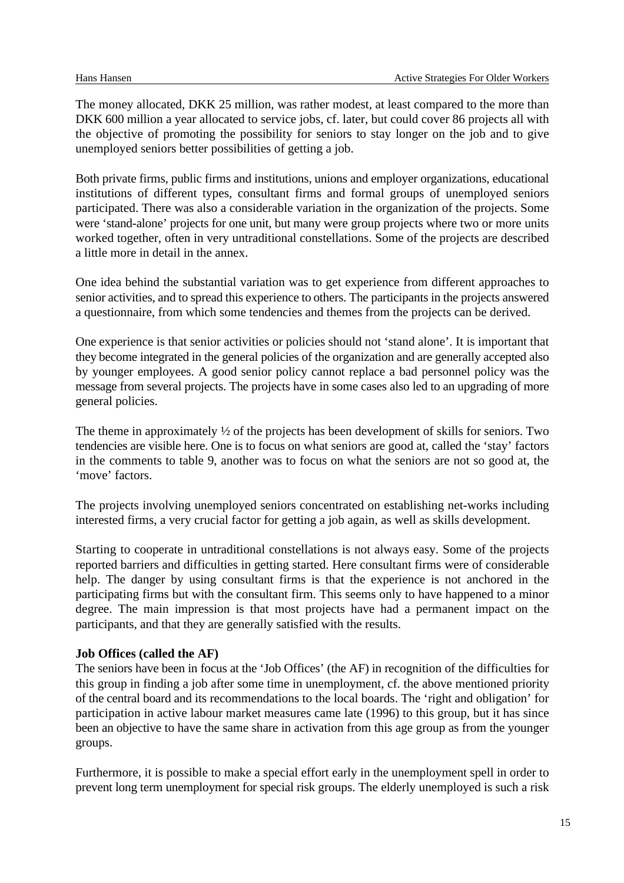The money allocated, DKK 25 million, was rather modest, at least compared to the more than DKK 600 million a year allocated to service jobs, cf. later, but could cover 86 projects all with the objective of promoting the possibility for seniors to stay longer on the job and to give unemployed seniors better possibilities of getting a job.

Both private firms, public firms and institutions, unions and employer organizations, educational institutions of different types, consultant firms and formal groups of unemployed seniors participated. There was also a considerable variation in the organization of the projects. Some were 'stand-alone' projects for one unit, but many were group projects where two or more units worked together, often in very untraditional constellations. Some of the projects are described a little more in detail in the annex.

One idea behind the substantial variation was to get experience from different approaches to senior activities, and to spread this experience to others. The participants in the projects answered a questionnaire, from which some tendencies and themes from the projects can be derived.

One experience is that senior activities or policies should not 'stand alone'. It is important that they become integrated in the general policies of the organization and are generally accepted also by younger employees. A good senior policy cannot replace a bad personnel policy was the message from several projects. The projects have in some cases also led to an upgrading of more general policies.

The theme in approximately ½ of the projects has been development of skills for seniors. Two tendencies are visible here. One is to focus on what seniors are good at, called the 'stay' factors in the comments to table 9, another was to focus on what the seniors are not so good at, the 'move' factors.

The projects involving unemployed seniors concentrated on establishing net-works including interested firms, a very crucial factor for getting a job again, as well as skills development.

Starting to cooperate in untraditional constellations is not always easy. Some of the projects reported barriers and difficulties in getting started. Here consultant firms were of considerable help. The danger by using consultant firms is that the experience is not anchored in the participating firms but with the consultant firm. This seems only to have happened to a minor degree. The main impression is that most projects have had a permanent impact on the participants, and that they are generally satisfied with the results.

**Job Offices (called the AF)**

The seniors have been in focus at the 'Job Offices' (the AF) in recognition of the difficulties for this group in finding a job after some time in unemployment, cf. the above mentioned priority of the central board and its recommendations to the local boards. The 'right and obligation' for participation in active labour market measures came late (1996) to this group, but it has since been an objective to have the same share in activation from this age group as from the younger groups.

Furthermore, it is possible to make a special effort early in the unemployment spell in order to prevent long term unemployment for special risk groups. The elderly unemployed is such a risk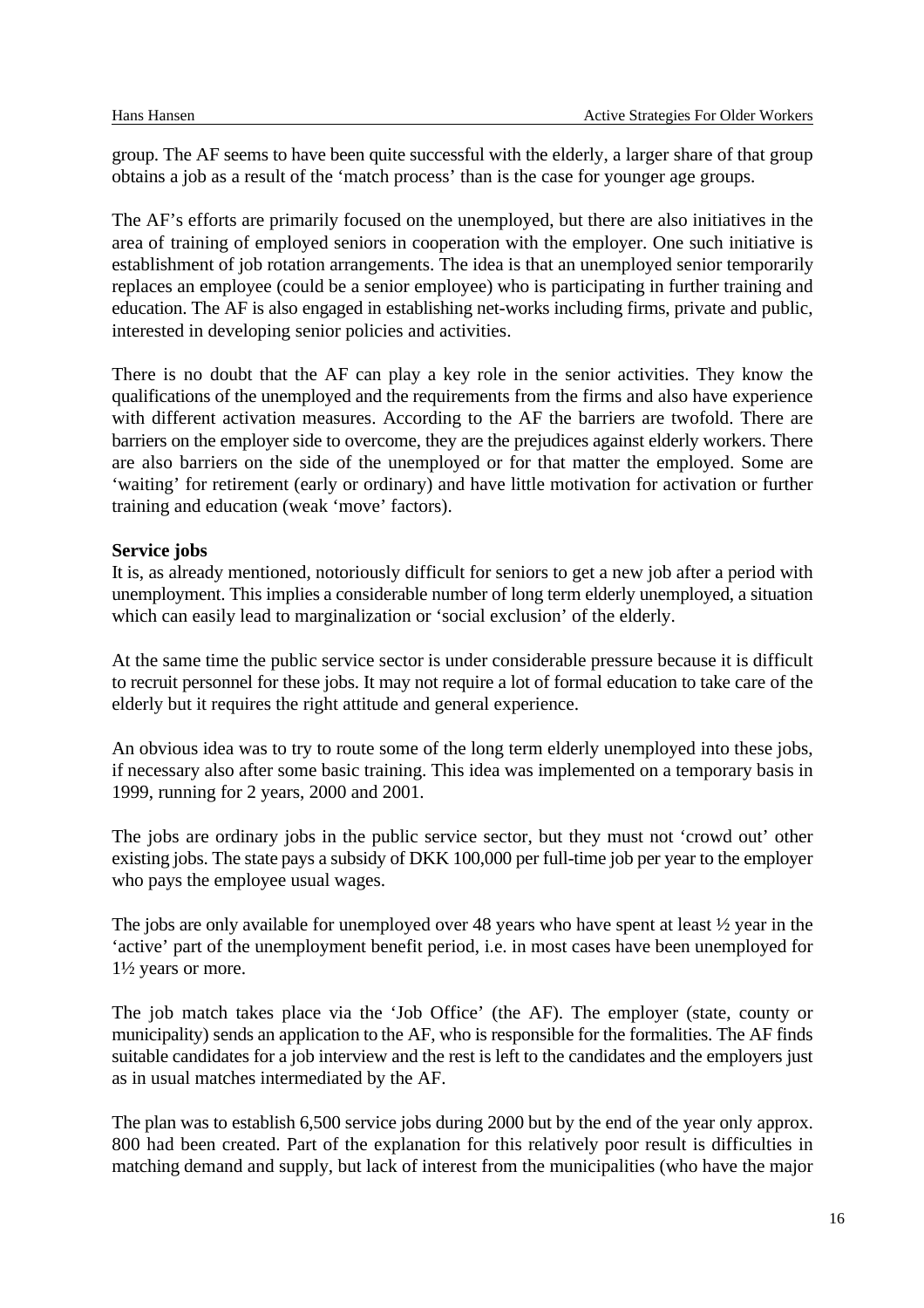group. The AF seems to have been quite successful with the elderly, a larger share of that group obtains a job as a result of the 'match process' than is the case for younger age groups.

The AF's efforts are primarily focused on the unemployed, but there are also initiatives in the area of training of employed seniors in cooperation with the employer. One such initiative is establishment of job rotation arrangements. The idea is that an unemployed senior temporarily replaces an employee (could be a senior employee) who is participating in further training and education. The AF is also engaged in establishing net-works including firms, private and public, interested in developing senior policies and activities.

There is no doubt that the AF can play a key role in the senior activities. They know the qualifications of the unemployed and the requirements from the firms and also have experience with different activation measures. According to the AF the barriers are twofold. There are barriers on the employer side to overcome, they are the prejudices against elderly workers. There are also barriers on the side of the unemployed or for that matter the employed. Some are 'waiting' for retirement (early or ordinary) and have little motivation for activation or further training and education (weak 'move' factors).

**Service jobs**

It is, as already mentioned, notoriously difficult for seniors to get a new job after a period with unemployment. This implies a considerable number of long term elderly unemployed, a situation which can easily lead to marginalization or 'social exclusion' of the elderly.

At the same time the public service sector is under considerable pressure because it is difficult to recruit personnel for these jobs. It may not require a lot of formal education to take care of the elderly but it requires the right attitude and general experience.

An obvious idea was to try to route some of the long term elderly unemployed into these jobs, if necessary also after some basic training. This idea was implemented on a temporary basis in 1999, running for 2 years, 2000 and 2001.

The jobs are ordinary jobs in the public service sector, but they must not 'crowd out' other existing jobs. The state pays a subsidy of DKK 100,000 per full-time job per year to the employer who pays the employee usual wages.

The jobs are only available for unemployed over 48 years who have spent at least ½ year in the 'active' part of the unemployment benefit period, i.e. in most cases have been unemployed for 1½ years or more.

The job match takes place via the 'Job Office' (the AF). The employer (state, county or municipality) sends an application to the AF, who is responsible for the formalities. The AF finds suitable candidates for a job interview and the rest is left to the candidates and the employers just as in usual matches intermediated by the AF.

The plan was to establish 6,500 service jobs during 2000 but by the end of the year only approx. 800 had been created. Part of the explanation for this relatively poor result is difficulties in matching demand and supply, but lack of interest from the municipalities (who have the major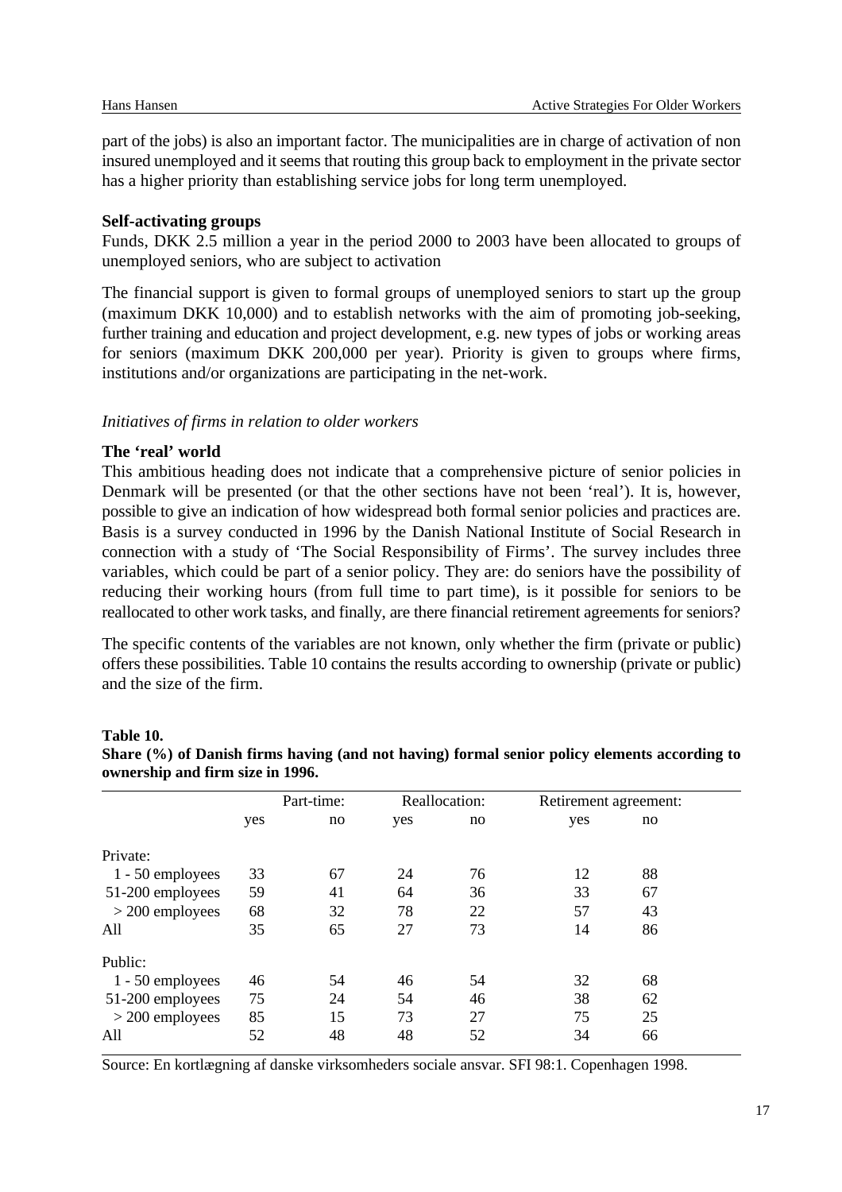part of the jobs) is also an important factor. The municipalities are in charge of activation of non insured unemployed and it seems that routing this group back to employment in the private sector has a higher priority than establishing service jobs for long term unemployed.

**Self-activating groups**

Funds, DKK 2.5 million a year in the period 2000 to 2003 have been allocated to groups of unemployed seniors, who are subject to activation

The financial support is given to formal groups of unemployed seniors to start up the group (maximum DKK 10,000) and to establish networks with the aim of promoting job-seeking, further training and education and project development, e.g. new types of jobs or working areas for seniors (maximum DKK 200,000 per year). Priority is given to groups where firms, institutions and/or organizations are participating in the net-work.

*Initiatives of firms in relation to older workers*

**The 'real' world**

This ambitious heading does not indicate that a comprehensive picture of senior policies in Denmark will be presented (or that the other sections have not been 'real'). It is, however, possible to give an indication of how widespread both formal senior policies and practices are. Basis is a survey conducted in 1996 by the Danish National Institute of Social Research in connection with a study of 'The Social Responsibility of Firms'. The survey includes three variables, which could be part of a senior policy. They are: do seniors have the possibility of reducing their working hours (from full time to part time), is it possible for seniors to be reallocated to other work tasks, and finally, are there financial retirement agreements for seniors?

The specific contents of the variables are not known, only whether the firm (private or public) offers these possibilities. Table 10 contains the results according to ownership (private or public) and the size of the firm.

**Table 10.**
**Share (%) of Danish firms having (and not having) formal senior policy elements according to ownership and firm size in 1996.**

| | Part-time: | | Reallocation: | | Retirement agreement: | |
|---|---|---|---|---|---|---|
| | yes | no | yes | no | yes | no |
| Private: | | | | | | |
| 1 - 50 employees | 33 | 67 | 24 | 76 | 12 | 88 |
| 51-200 employees | 59 | 41 | 64 | 36 | 33 | 67 |
| > 200 employees | 68 | 32 | 78 | 22 | 57 | 43 |
| All | 35 | 65 | 27 | 73 | 14 | 86 |
| Public: | | | | | | |
| 1 - 50 employees | 46 | 54 | 46 | 54 | 32 | 68 |
| 51-200 employees | 75 | 24 | 54 | 46 | 38 | 62 |
| > 200 employees | 85 | 15 | 73 | 27 | 75 | 25 |
| All | 52 | 48 | 48 | 52 | 34 | 66 |

Source: En kortlægning af danske virksomheders sociale ansvar. SFI 98:1. Copenhagen 1998.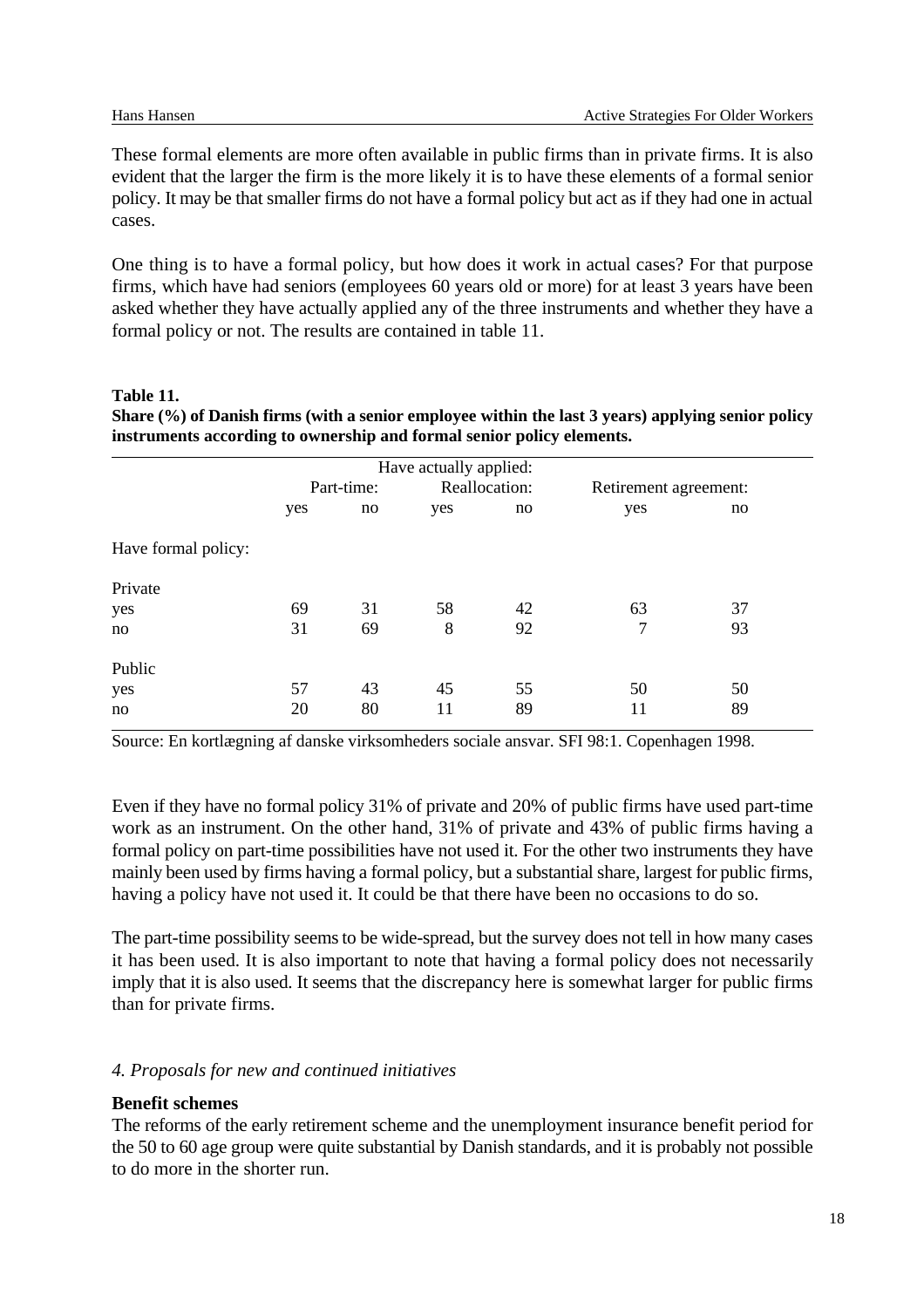These formal elements are more often available in public firms than in private firms. It is also evident that the larger the firm is the more likely it is to have these elements of a formal senior policy. It may be that smaller firms do not have a formal policy but act as if they had one in actual cases.

One thing is to have a formal policy, but how does it work in actual cases? For that purpose firms, which have had seniors (employees 60 years old or more) for at least 3 years have been asked whether they have actually applied any of the three instruments and whether they have a formal policy or not. The results are contained in table 11.

**Table 11.**
**Share (%) of Danish firms (with a senior employee within the last 3 years) applying senior policy instruments according to ownership and formal senior policy elements.**

| | Have actually applied: | | | | | |
|---|---|---|---|---|---|---|
| | Part-time: | | Reallocation: | | Retirement agreement: | |
| | yes | no | yes | no | yes | no |
| Have formal policy: | | | | | | |
| Private | | | | | | |
| yes | 69 | 31 | 58 | 42 | 63 | 37 |
| no | 31 | 69 | 8 | 92 | 7 | 93 |
| Public | | | | | | |
| yes | 57 | 43 | 45 | 55 | 50 | 50 |
| no | 20 | 80 | 11 | 89 | 11 | 89 |

Source: En kortlægning af danske virksomheders sociale ansvar. SFI 98:1. Copenhagen 1998.

Even if they have no formal policy 31% of private and 20% of public firms have used part-time work as an instrument. On the other hand, 31% of private and 43% of public firms having a formal policy on part-time possibilities have not used it. For the other two instruments they have mainly been used by firms having a formal policy, but a substantial share, largest for public firms, having a policy have not used it. It could be that there have been no occasions to do so.

The part-time possibility seems to be wide-spread, but the survey does not tell in how many cases it has been used. It is also important to note that having a formal policy does not necessarily imply that it is also used. It seems that the discrepancy here is somewhat larger for public firms than for private firms.

### *4. Proposals for new and continued initiatives*

**Benefit schemes**

The reforms of the early retirement scheme and the unemployment insurance benefit period for the 50 to 60 age group were quite substantial by Danish standards, and it is probably not possible to do more in the shorter run.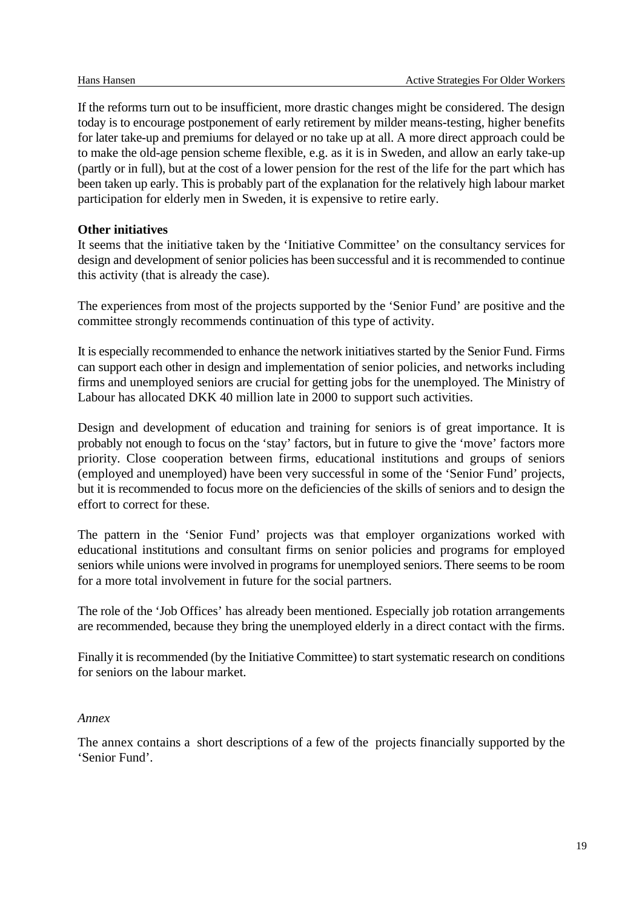If the reforms turn out to be insufficient, more drastic changes might be considered. The design today is to encourage postponement of early retirement by milder means-testing, higher benefits for later take-up and premiums for delayed or no take up at all. A more direct approach could be to make the old-age pension scheme flexible, e.g. as it is in Sweden, and allow an early take-up (partly or in full), but at the cost of a lower pension for the rest of the life for the part which has been taken up early. This is probably part of the explanation for the relatively high labour market participation for elderly men in Sweden, it is expensive to retire early.

**Other initiatives**

It seems that the initiative taken by the 'Initiative Committee' on the consultancy services for design and development of senior policies has been successful and it is recommended to continue this activity (that is already the case).

The experiences from most of the projects supported by the 'Senior Fund' are positive and the committee strongly recommends continuation of this type of activity.

It is especially recommended to enhance the network initiatives started by the Senior Fund. Firms can support each other in design and implementation of senior policies, and networks including firms and unemployed seniors are crucial for getting jobs for the unemployed. The Ministry of Labour has allocated DKK 40 million late in 2000 to support such activities.

Design and development of education and training for seniors is of great importance. It is probably not enough to focus on the 'stay' factors, but in future to give the 'move' factors more priority. Close cooperation between firms, educational institutions and groups of seniors (employed and unemployed) have been very successful in some of the 'Senior Fund' projects, but it is recommended to focus more on the deficiencies of the skills of seniors and to design the effort to correct for these.

The pattern in the 'Senior Fund' projects was that employer organizations worked with educational institutions and consultant firms on senior policies and programs for employed seniors while unions were involved in programs for unemployed seniors. There seems to be room for a more total involvement in future for the social partners.

The role of the 'Job Offices' has already been mentioned. Especially job rotation arrangements are recommended, because they bring the unemployed elderly in a direct contact with the firms.

Finally it is recommended (by the Initiative Committee) to start systematic research on conditions for seniors on the labour market.

*Annex*

The annex contains a  short descriptions of a few of the  projects financially supported by the 'Senior Fund'.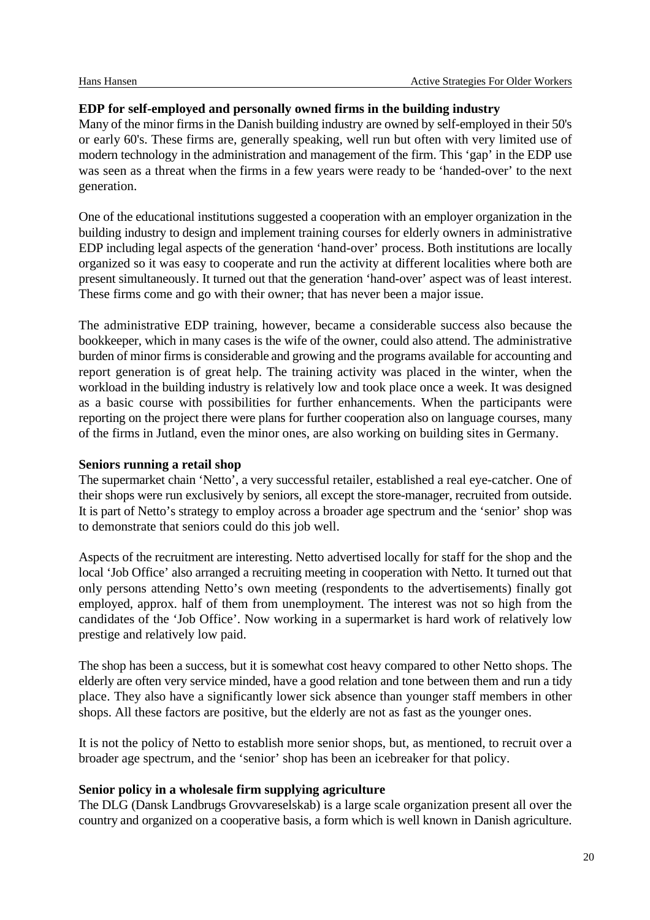**EDP for self-employed and personally owned firms in the building industry**

Many of the minor firms in the Danish building industry are owned by self-employed in their 50's or early 60's. These firms are, generally speaking, well run but often with very limited use of modern technology in the administration and management of the firm. This 'gap' in the EDP use was seen as a threat when the firms in a few years were ready to be 'handed-over' to the next generation.

One of the educational institutions suggested a cooperation with an employer organization in the building industry to design and implement training courses for elderly owners in administrative EDP including legal aspects of the generation 'hand-over' process. Both institutions are locally organized so it was easy to cooperate and run the activity at different localities where both are present simultaneously. It turned out that the generation 'hand-over' aspect was of least interest. These firms come and go with their owner; that has never been a major issue.

The administrative EDP training, however, became a considerable success also because the bookkeeper, which in many cases is the wife of the owner, could also attend. The administrative burden of minor firms is considerable and growing and the programs available for accounting and report generation is of great help. The training activity was placed in the winter, when the workload in the building industry is relatively low and took place once a week. It was designed as a basic course with possibilities for further enhancements. When the participants were reporting on the project there were plans for further cooperation also on language courses, many of the firms in Jutland, even the minor ones, are also working on building sites in Germany.

**Seniors running a retail shop**

The supermarket chain 'Netto', a very successful retailer, established a real eye-catcher. One of their shops were run exclusively by seniors, all except the store-manager, recruited from outside. It is part of Netto's strategy to employ across a broader age spectrum and the 'senior' shop was to demonstrate that seniors could do this job well.

Aspects of the recruitment are interesting. Netto advertised locally for staff for the shop and the local 'Job Office' also arranged a recruiting meeting in cooperation with Netto. It turned out that only persons attending Netto's own meeting (respondents to the advertisements) finally got employed, approx. half of them from unemployment. The interest was not so high from the candidates of the 'Job Office'. Now working in a supermarket is hard work of relatively low prestige and relatively low paid.

The shop has been a success, but it is somewhat cost heavy compared to other Netto shops. The elderly are often very service minded, have a good relation and tone between them and run a tidy place. They also have a significantly lower sick absence than younger staff members in other shops. All these factors are positive, but the elderly are not as fast as the younger ones.

It is not the policy of Netto to establish more senior shops, but, as mentioned, to recruit over a broader age spectrum, and the 'senior' shop has been an icebreaker for that policy.

**Senior policy in a wholesale firm supplying agriculture**

The DLG (Dansk Landbrugs Grovvareselskab) is a large scale organization present all over the country and organized on a cooperative basis, a form which is well known in Danish agriculture.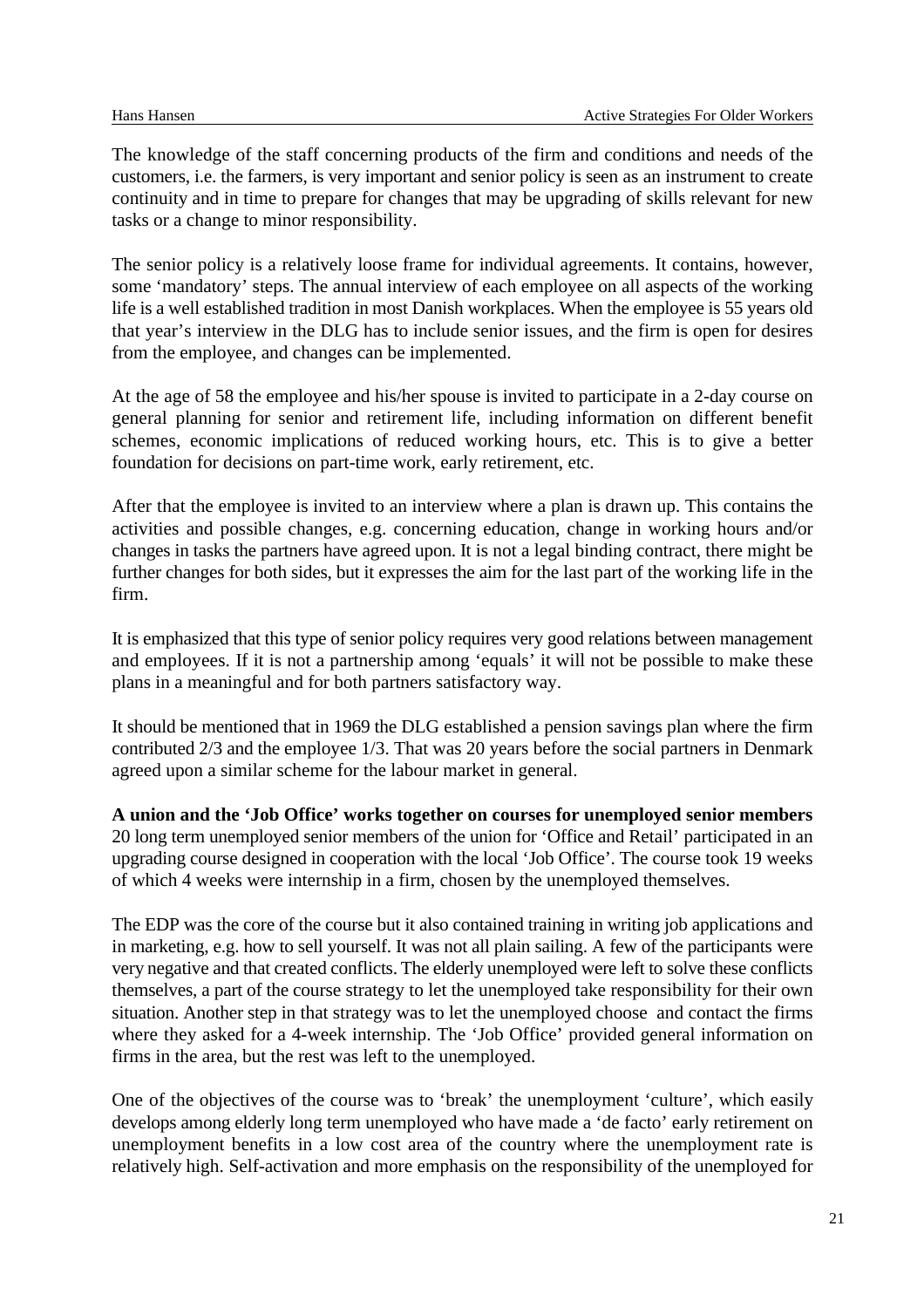The knowledge of the staff concerning products of the firm and conditions and needs of the customers, i.e. the farmers, is very important and senior policy is seen as an instrument to create continuity and in time to prepare for changes that may be upgrading of skills relevant for new tasks or a change to minor responsibility.

The senior policy is a relatively loose frame for individual agreements. It contains, however, some 'mandatory' steps. The annual interview of each employee on all aspects of the working life is a well established tradition in most Danish workplaces. When the employee is 55 years old that year's interview in the DLG has to include senior issues, and the firm is open for desires from the employee, and changes can be implemented.

At the age of 58 the employee and his/her spouse is invited to participate in a 2-day course on general planning for senior and retirement life, including information on different benefit schemes, economic implications of reduced working hours, etc. This is to give a better foundation for decisions on part-time work, early retirement, etc.

After that the employee is invited to an interview where a plan is drawn up. This contains the activities and possible changes, e.g. concerning education, change in working hours and/or changes in tasks the partners have agreed upon. It is not a legal binding contract, there might be further changes for both sides, but it expresses the aim for the last part of the working life in the firm.

It is emphasized that this type of senior policy requires very good relations between management and employees. If it is not a partnership among 'equals' it will not be possible to make these plans in a meaningful and for both partners satisfactory way.

It should be mentioned that in 1969 the DLG established a pension savings plan where the firm contributed 2/3 and the employee 1/3. That was 20 years before the social partners in Denmark agreed upon a similar scheme for the labour market in general.

**A union and the 'Job Office' works together on courses for unemployed senior members**
20 long term unemployed senior members of the union for 'Office and Retail' participated in an upgrading course designed in cooperation with the local 'Job Office'. The course took 19 weeks of which 4 weeks were internship in a firm, chosen by the unemployed themselves.

The EDP was the core of the course but it also contained training in writing job applications and in marketing, e.g. how to sell yourself. It was not all plain sailing. A few of the participants were very negative and that created conflicts. The elderly unemployed were left to solve these conflicts themselves, a part of the course strategy to let the unemployed take responsibility for their own situation. Another step in that strategy was to let the unemployed choose and contact the firms where they asked for a 4-week internship. The 'Job Office' provided general information on firms in the area, but the rest was left to the unemployed.

One of the objectives of the course was to 'break' the unemployment 'culture', which easily develops among elderly long term unemployed who have made a 'de facto' early retirement on unemployment benefits in a low cost area of the country where the unemployment rate is relatively high. Self-activation and more emphasis on the responsibility of the unemployed for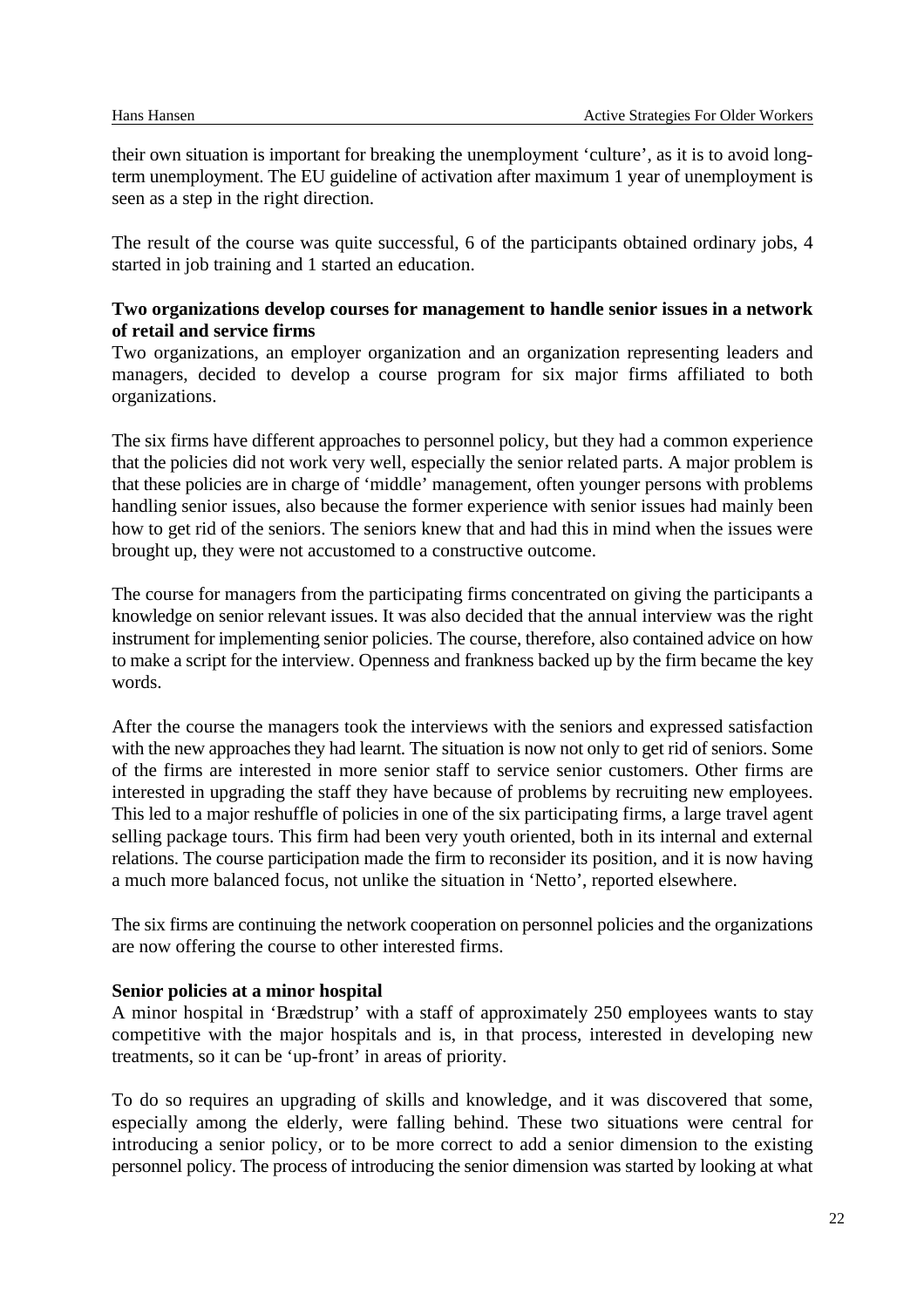their own situation is important for breaking the unemployment 'culture', as it is to avoid long-term unemployment. The EU guideline of activation after maximum 1 year of unemployment is seen as a step in the right direction.

The result of the course was quite successful, 6 of the participants obtained ordinary jobs, 4 started in job training and 1 started an education.

**Two organizations develop courses for management to handle senior issues in a network of retail and service firms**

Two organizations, an employer organization and an organization representing leaders and managers, decided to develop a course program for six major firms affiliated to both organizations.

The six firms have different approaches to personnel policy, but they had a common experience that the policies did not work very well, especially the senior related parts. A major problem is that these policies are in charge of 'middle' management, often younger persons with problems handling senior issues, also because the former experience with senior issues had mainly been how to get rid of the seniors. The seniors knew that and had this in mind when the issues were brought up, they were not accustomed to a constructive outcome.

The course for managers from the participating firms concentrated on giving the participants a knowledge on senior relevant issues. It was also decided that the annual interview was the right instrument for implementing senior policies. The course, therefore, also contained advice on how to make a script for the interview. Openness and frankness backed up by the firm became the key words.

After the course the managers took the interviews with the seniors and expressed satisfaction with the new approaches they had learnt. The situation is now not only to get rid of seniors. Some of the firms are interested in more senior staff to service senior customers. Other firms are interested in upgrading the staff they have because of problems by recruiting new employees. This led to a major reshuffle of policies in one of the six participating firms, a large travel agent selling package tours. This firm had been very youth oriented, both in its internal and external relations. The course participation made the firm to reconsider its position, and it is now having a much more balanced focus, not unlike the situation in 'Netto', reported elsewhere.

The six firms are continuing the network cooperation on personnel policies and the organizations are now offering the course to other interested firms.

**Senior policies at a minor hospital**

A minor hospital in 'Brædstrup' with a staff of approximately 250 employees wants to stay competitive with the major hospitals and is, in that process, interested in developing new treatments, so it can be 'up-front' in areas of priority.

To do so requires an upgrading of skills and knowledge, and it was discovered that some, especially among the elderly, were falling behind. These two situations were central for introducing a senior policy, or to be more correct to add a senior dimension to the existing personnel policy. The process of introducing the senior dimension was started by looking at what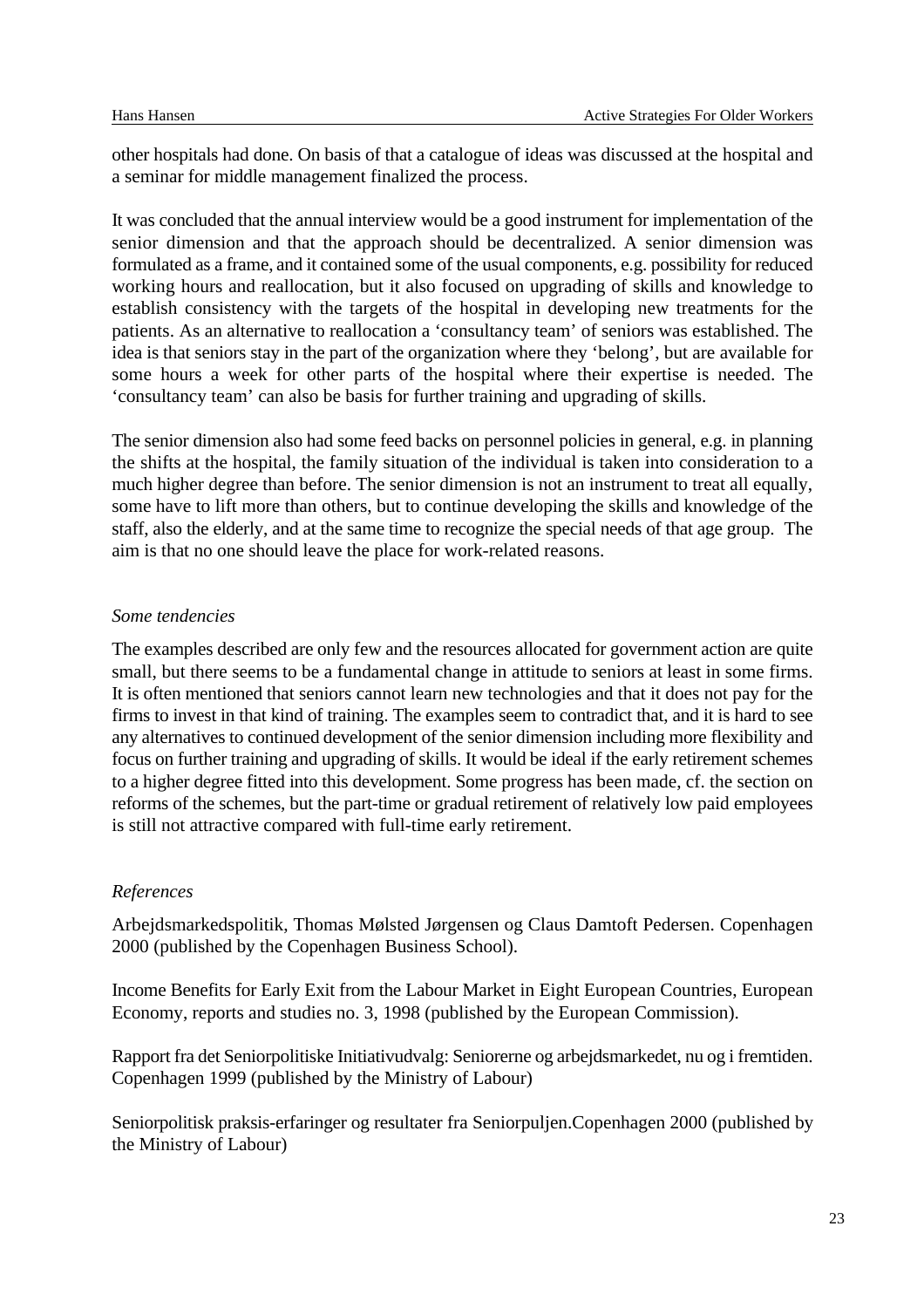other hospitals had done. On basis of that a catalogue of ideas was discussed at the hospital and a seminar for middle management finalized the process.

It was concluded that the annual interview would be a good instrument for implementation of the senior dimension and that the approach should be decentralized. A senior dimension was formulated as a frame, and it contained some of the usual components, e.g. possibility for reduced working hours and reallocation, but it also focused on upgrading of skills and knowledge to establish consistency with the targets of the hospital in developing new treatments for the patients. As an alternative to reallocation a 'consultancy team' of seniors was established. The idea is that seniors stay in the part of the organization where they 'belong', but are available for some hours a week for other parts of the hospital where their expertise is needed. The 'consultancy team' can also be basis for further training and upgrading of skills.

The senior dimension also had some feed backs on personnel policies in general, e.g. in planning the shifts at the hospital, the family situation of the individual is taken into consideration to a much higher degree than before. The senior dimension is not an instrument to treat all equally, some have to lift more than others, but to continue developing the skills and knowledge of the staff, also the elderly, and at the same time to recognize the special needs of that age group. The aim is that no one should leave the place for work-related reasons.

*Some tendencies*

The examples described are only few and the resources allocated for government action are quite small, but there seems to be a fundamental change in attitude to seniors at least in some firms. It is often mentioned that seniors cannot learn new technologies and that it does not pay for the firms to invest in that kind of training. The examples seem to contradict that, and it is hard to see any alternatives to continued development of the senior dimension including more flexibility and focus on further training and upgrading of skills. It would be ideal if the early retirement schemes to a higher degree fitted into this development. Some progress has been made, cf. the section on reforms of the schemes, but the part-time or gradual retirement of relatively low paid employees is still not attractive compared with full-time early retirement.

*References*

Arbejdsmarkedspolitik, Thomas Mølsted Jørgensen og Claus Damtoft Pedersen. Copenhagen 2000 (published by the Copenhagen Business School).

Income Benefits for Early Exit from the Labour Market in Eight European Countries, European Economy, reports and studies no. 3, 1998 (published by the European Commission).

Rapport fra det Seniorpolitiske Initiativudvalg: Seniorerne og arbejdsmarkedet, nu og i fremtiden. Copenhagen 1999 (published by the Ministry of Labour)

Seniorpolitisk praksis-erfaringer og resultater fra Seniorpuljen.Copenhagen 2000 (published by the Ministry of Labour)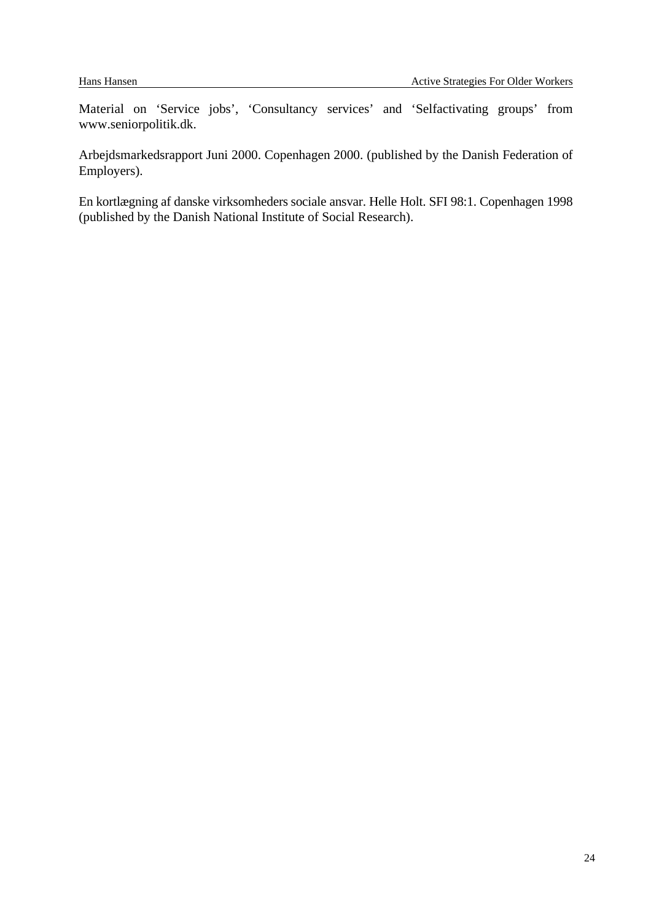Material on 'Service jobs', 'Consultancy services' and 'Selfactivating groups' from www.seniorpolitik.dk.

Arbejdsmarkedsrapport Juni 2000. Copenhagen 2000. (published by the Danish Federation of Employers).

En kortlægning af danske virksomheders sociale ansvar. Helle Holt. SFI 98:1. Copenhagen 1998 (published by the Danish National Institute of Social Research).